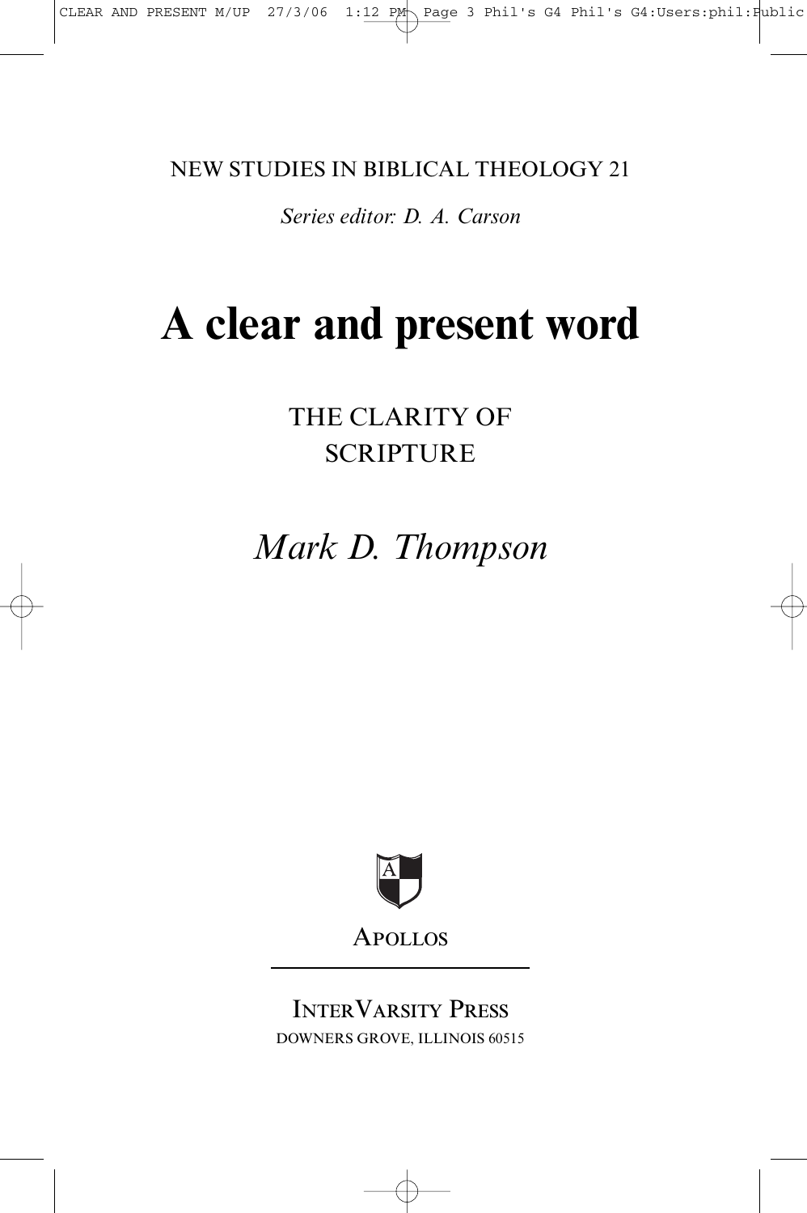NEW STUDIES IN BIBLICAL THEOLOGY 21

*Series editor: D. A. Carson*

# A clear and present word

## THE CLARITY OF SCRIPTURE

*Mark D. Thompson*

APOLLOS

INTERVARSITY PRESS
DOWNERS GROVE, ILLINOIS 60515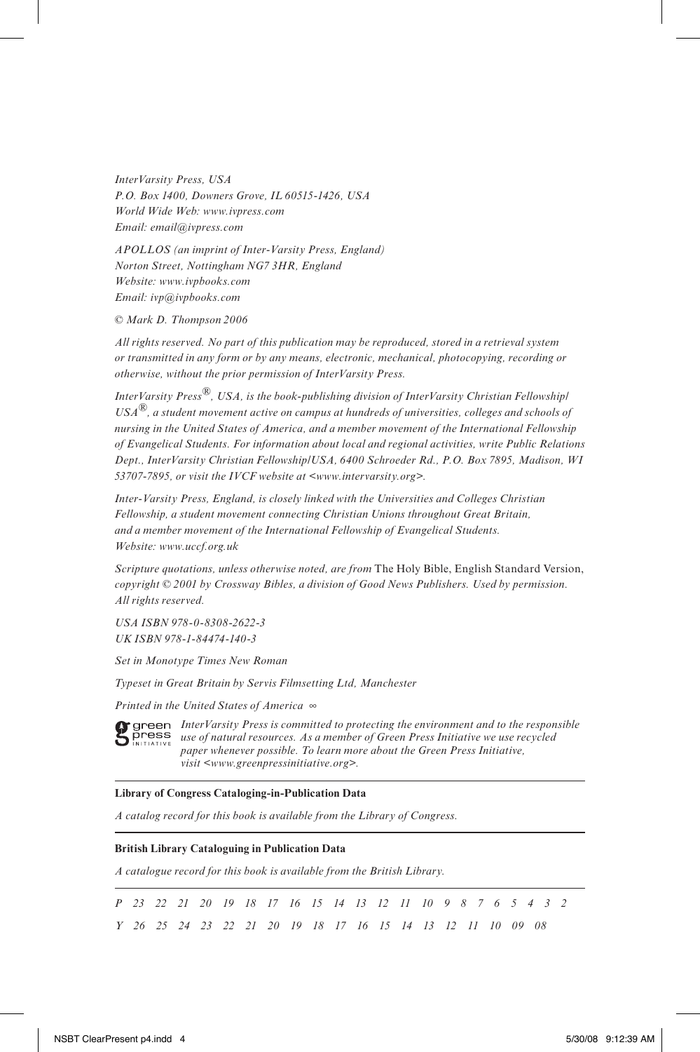*InterVarsity Press, USA*
*P.O. Box 1400, Downers Grove, IL 60515-1426, USA*
*World Wide Web: www.ivpress.com*
*Email: email@ivpress.com*

*APOLLOS (an imprint of Inter-Varsity Press, England)*
*Norton Street, Nottingham NG7 3HR, England*
*Website: www.ivpbooks.com*
*Email: ivp@ivpbooks.com*

*© Mark D. Thompson 2006*

*All rights reserved. No part of this publication may be reproduced, stored in a retrieval system or transmitted in any form or by any means, electronic, mechanical, photocopying, recording or otherwise, without the prior permission of InterVarsity Press.*

*InterVarsity Press®, USA, is the book-publishing division of InterVarsity Christian Fellowship/USA®, a student movement active on campus at hundreds of universities, colleges and schools of nursing in the United States of America, and a member movement of the International Fellowship of Evangelical Students. For information about local and regional activities, write Public Relations Dept., InterVarsity Christian Fellowship/USA, 6400 Schroeder Rd., P.O. Box 7895, Madison, WI 53707-7895, or visit the IVCF website at <www.intervarsity.org>.*

*Inter-Varsity Press, England, is closely linked with the Universities and Colleges Christian Fellowship, a student movement connecting Christian Unions throughout Great Britain, and a member movement of the International Fellowship of Evangelical Students.*
*Website: www.uccf.org.uk*

*Scripture quotations, unless otherwise noted, are from* The Holy Bible, English Standard Version, *copyright © 2001 by Crossway Bibles, a division of Good News Publishers. Used by permission. All rights reserved.*

*USA ISBN 978-0-8308-2622-3*
*UK ISBN 978-1-84474-140-3*

*Set in Monotype Times New Roman*

*Typeset in Great Britain by Servis Filmsetting Ltd, Manchester*

*Printed in the United States of America ∞*

green press INITIATIVE *InterVarsity Press is committed to protecting the environment and to the responsible use of natural resources. As a member of Green Press Initiative we use recycled paper whenever possible. To learn more about the Green Press Initiative, visit <www.greenpressinitiative.org>.*

---

**Library of Congress Cataloging-in-Publication Data**

*A catalog record for this book is available from the Library of Congress.*

---

**British Library Cataloguing in Publication Data**

*A catalogue record for this book is available from the British Library.*

---

*P 23 22 21 20 19 18 17 16 15 14 13 12 11 10 9 8 7 6 5 4 3 2*
*Y 26 25 24 23 22 21 20 19 18 17 16 15 14 13 12 11 10 09 08*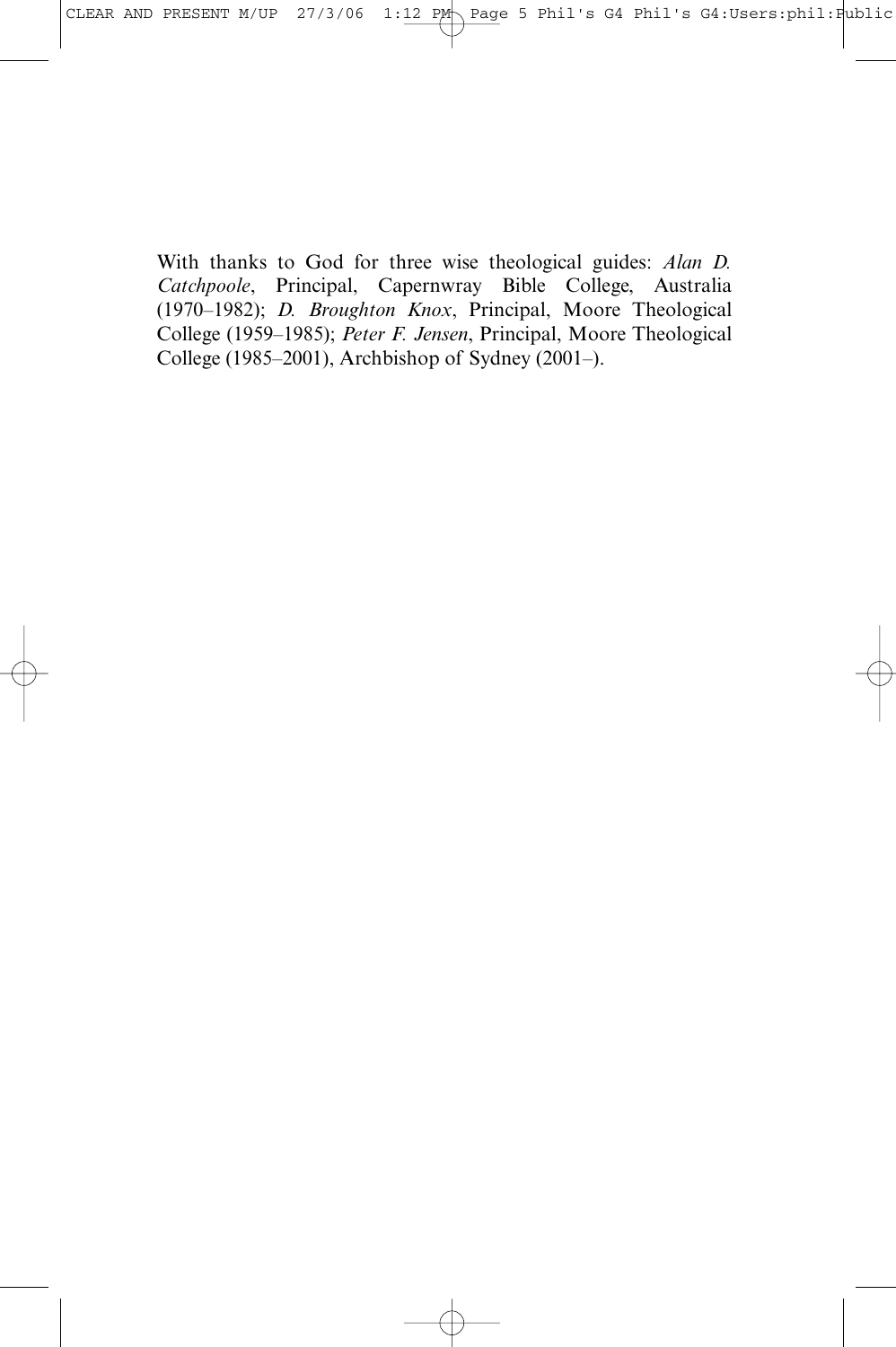With thanks to God for three wise theological guides: *Alan D. Catchpoole*, Principal, Capernwray Bible College, Australia (1970–1982); *D. Broughton Knox*, Principal, Moore Theological College (1959–1985); *Peter F. Jensen*, Principal, Moore Theological College (1985–2001), Archbishop of Sydney (2001–).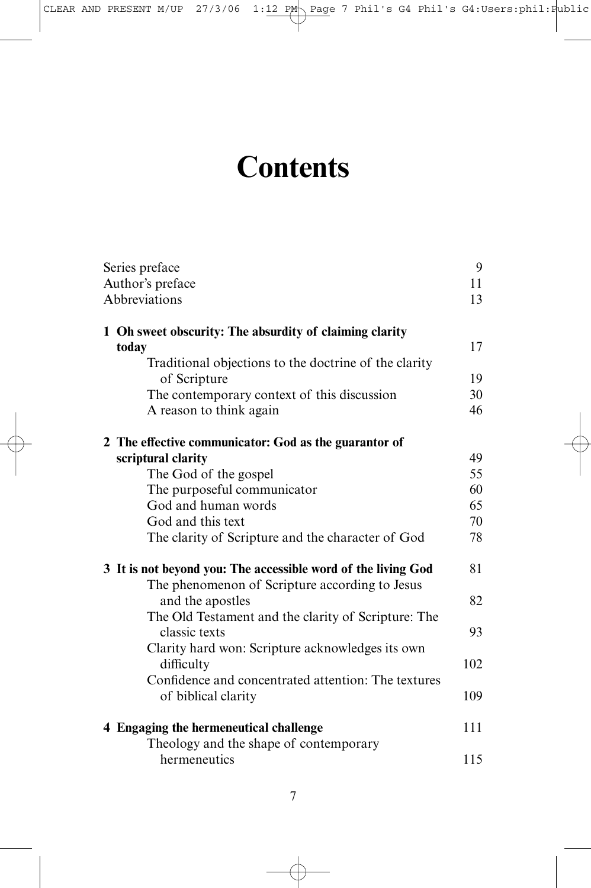# Contents

| | |
|---|---|
| Series preface | 9 |
| Author's preface | 11 |
| Abbreviations | 13 |
| **1 Oh sweet obscurity: The absurdity of claiming clarity today** | 17 |
| Traditional objections to the doctrine of the clarity of Scripture | 19 |
| The contemporary context of this discussion | 30 |
| A reason to think again | 46 |
| **2 The effective communicator: God as the guarantor of scriptural clarity** | 49 |
| The God of the gospel | 55 |
| The purposeful communicator | 60 |
| God and human words | 65 |
| God and this text | 70 |
| The clarity of Scripture and the character of God | 78 |
| **3 It is not beyond you: The accessible word of the living God** | 81 |
| The phenomenon of Scripture according to Jesus and the apostles | 82 |
| The Old Testament and the clarity of Scripture: The classic texts | 93 |
| Clarity hard won: Scripture acknowledges its own difficulty | 102 |
| Confidence and concentrated attention: The textures of biblical clarity | 109 |
| **4 Engaging the hermeneutical challenge** | 111 |
| Theology and the shape of contemporary hermeneutics | 115 |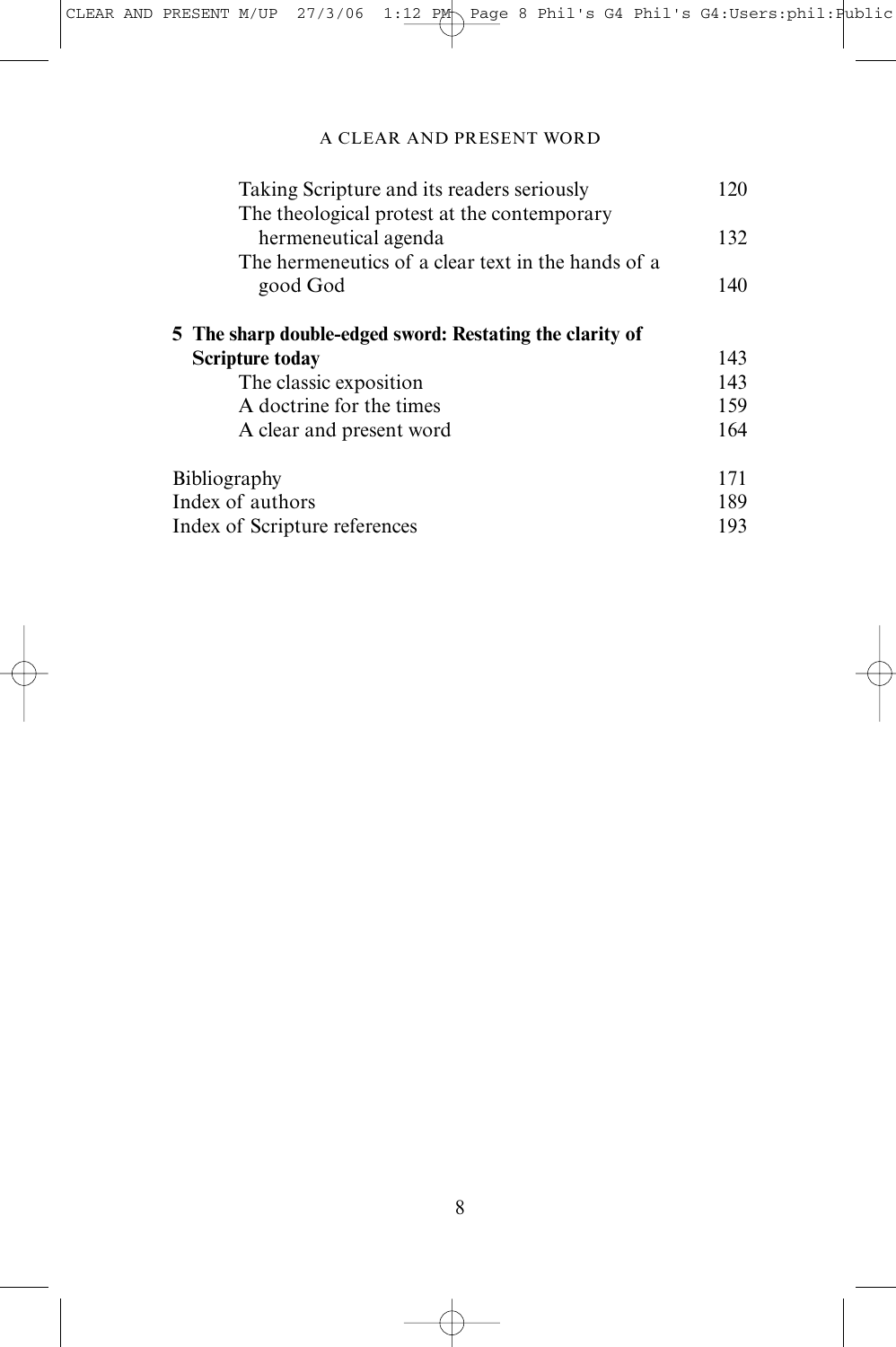| | |
|---|---|
| Taking Scripture and its readers seriously | 120 |
| The theological protest at the contemporary hermeneutical agenda | 132 |
| The hermeneutics of a clear text in the hands of a good God | 140 |
| **5 The sharp double-edged sword: Restating the clarity of Scripture today** | 143 |
| The classic exposition | 143 |
| A doctrine for the times | 159 |
| A clear and present word | 164 |
| Bibliography | 171 |
| Index of authors | 189 |
| Index of Scripture references | 193 |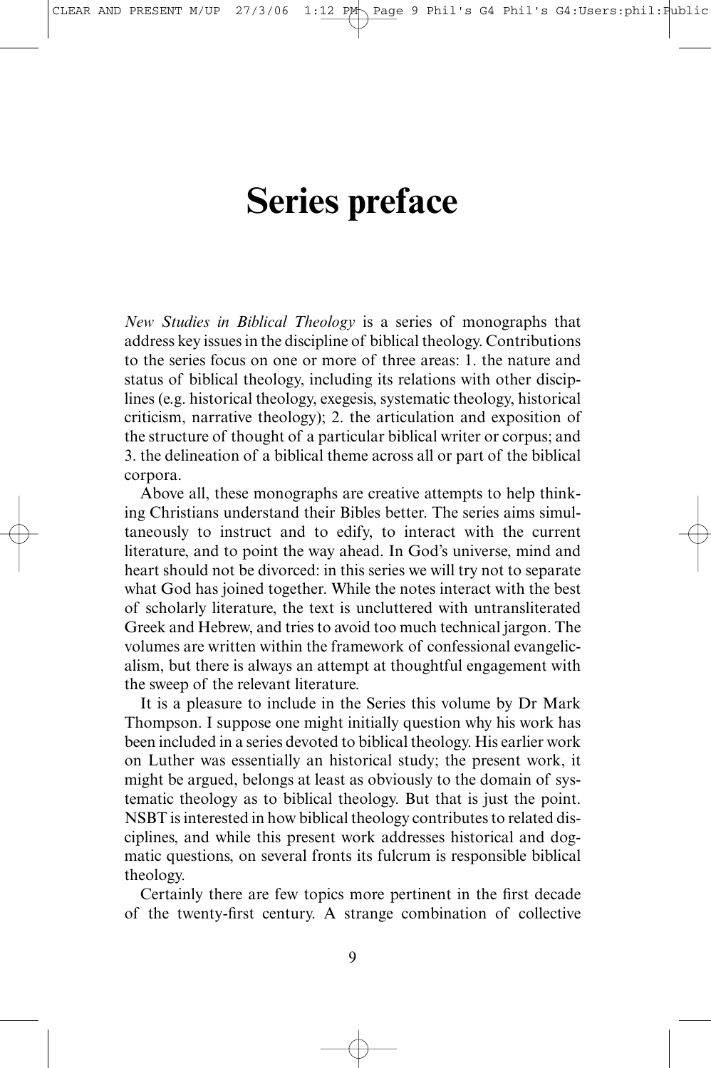# Series preface

*New Studies in Biblical Theology* is a series of monographs that address key issues in the discipline of biblical theology. Contributions to the series focus on one or more of three areas: 1. the nature and status of biblical theology, including its relations with other disciplines (e.g. historical theology, exegesis, systematic theology, historical criticism, narrative theology); 2. the articulation and exposition of the structure of thought of a particular biblical writer or corpus; and 3. the delineation of a biblical theme across all or part of the biblical corpora.

Above all, these monographs are creative attempts to help thinking Christians understand their Bibles better. The series aims simultaneously to instruct and to edify, to interact with the current literature, and to point the way ahead. In God's universe, mind and heart should not be divorced: in this series we will try not to separate what God has joined together. While the notes interact with the best of scholarly literature, the text is uncluttered with untransliterated Greek and Hebrew, and tries to avoid too much technical jargon. The volumes are written within the framework of confessional evangelicalism, but there is always an attempt at thoughtful engagement with the sweep of the relevant literature.

It is a pleasure to include in the Series this volume by Dr Mark Thompson. I suppose one might initially question why his work has been included in a series devoted to biblical theology. His earlier work on Luther was essentially an historical study; the present work, it might be argued, belongs at least as obviously to the domain of systematic theology as to biblical theology. But that is just the point. NSBT is interested in how biblical theology contributes to related disciplines, and while this present work addresses historical and dogmatic questions, on several fronts its fulcrum is responsible biblical theology.

Certainly there are few topics more pertinent in the first decade of the twenty-first century. A strange combination of collective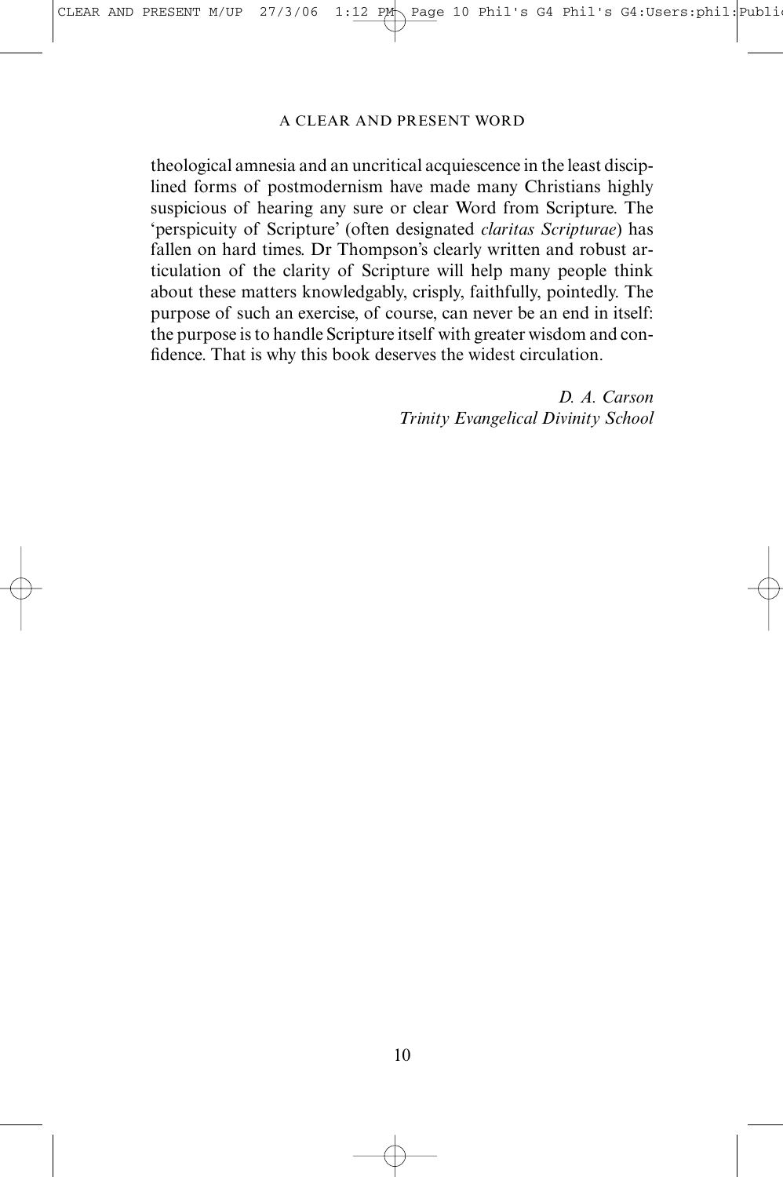theological amnesia and an uncritical acquiescence in the least disciplined forms of postmodernism have made many Christians highly suspicious of hearing any sure or clear Word from Scripture. The 'perspicuity of Scripture' (often designated *claritas Scripturae*) has fallen on hard times. Dr Thompson's clearly written and robust articulation of the clarity of Scripture will help many people think about these matters knowledgably, crisply, faithfully, pointedly. The purpose of such an exercise, of course, can never be an end in itself: the purpose is to handle Scripture itself with greater wisdom and confidence. That is why this book deserves the widest circulation.

*D. A. Carson*
*Trinity Evangelical Divinity School*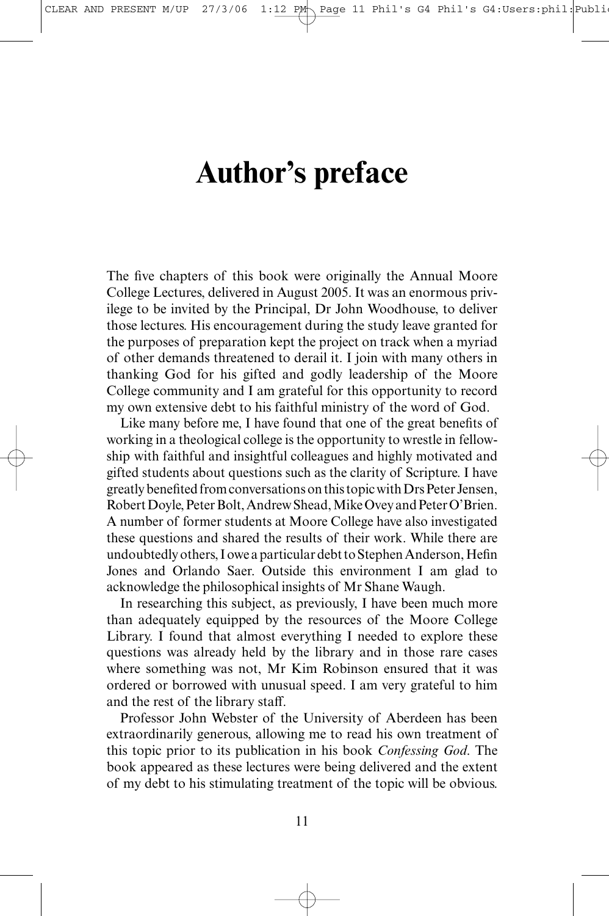# Author's preface

The five chapters of this book were originally the Annual Moore College Lectures, delivered in August 2005. It was an enormous privilege to be invited by the Principal, Dr John Woodhouse, to deliver those lectures. His encouragement during the study leave granted for the purposes of preparation kept the project on track when a myriad of other demands threatened to derail it. I join with many others in thanking God for his gifted and godly leadership of the Moore College community and I am grateful for this opportunity to record my own extensive debt to his faithful ministry of the word of God.

Like many before me, I have found that one of the great benefits of working in a theological college is the opportunity to wrestle in fellowship with faithful and insightful colleagues and highly motivated and gifted students about questions such as the clarity of Scripture. I have greatly benefited from conversations on this topic with Drs Peter Jensen, Robert Doyle, Peter Bolt, Andrew Shead, Mike Ovey and Peter O'Brien. A number of former students at Moore College have also investigated these questions and shared the results of their work. While there are undoubtedly others, I owe a particular debt to Stephen Anderson, Hefin Jones and Orlando Saer. Outside this environment I am glad to acknowledge the philosophical insights of Mr Shane Waugh.

In researching this subject, as previously, I have been much more than adequately equipped by the resources of the Moore College Library. I found that almost everything I needed to explore these questions was already held by the library and in those rare cases where something was not, Mr Kim Robinson ensured that it was ordered or borrowed with unusual speed. I am very grateful to him and the rest of the library staff.

Professor John Webster of the University of Aberdeen has been extraordinarily generous, allowing me to read his own treatment of this topic prior to its publication in his book *Confessing God*. The book appeared as these lectures were being delivered and the extent of my debt to his stimulating treatment of the topic will be obvious.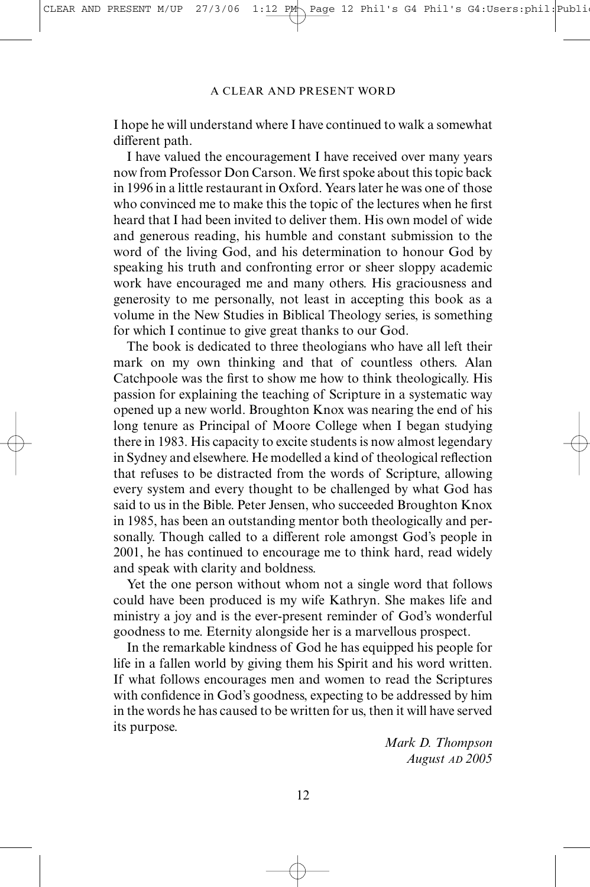I hope he will understand where I have continued to walk a somewhat different path.

I have valued the encouragement I have received over many years now from Professor Don Carson. We first spoke about this topic back in 1996 in a little restaurant in Oxford. Years later he was one of those who convinced me to make this the topic of the lectures when he first heard that I had been invited to deliver them. His own model of wide and generous reading, his humble and constant submission to the word of the living God, and his determination to honour God by speaking his truth and confronting error or sheer sloppy academic work have encouraged me and many others. His graciousness and generosity to me personally, not least in accepting this book as a volume in the New Studies in Biblical Theology series, is something for which I continue to give great thanks to our God.

The book is dedicated to three theologians who have all left their mark on my own thinking and that of countless others. Alan Catchpoole was the first to show me how to think theologically. His passion for explaining the teaching of Scripture in a systematic way opened up a new world. Broughton Knox was nearing the end of his long tenure as Principal of Moore College when I began studying there in 1983. His capacity to excite students is now almost legendary in Sydney and elsewhere. He modelled a kind of theological reflection that refuses to be distracted from the words of Scripture, allowing every system and every thought to be challenged by what God has said to us in the Bible. Peter Jensen, who succeeded Broughton Knox in 1985, has been an outstanding mentor both theologically and personally. Though called to a different role amongst God's people in 2001, he has continued to encourage me to think hard, read widely and speak with clarity and boldness.

Yet the one person without whom not a single word that follows could have been produced is my wife Kathryn. She makes life and ministry a joy and is the ever-present reminder of God's wonderful goodness to me. Eternity alongside her is a marvellous prospect.

In the remarkable kindness of God he has equipped his people for life in a fallen world by giving them his Spirit and his word written. If what follows encourages men and women to read the Scriptures with confidence in God's goodness, expecting to be addressed by him in the words he has caused to be written for us, then it will have served its purpose.

*Mark D. Thompson*
*August AD 2005*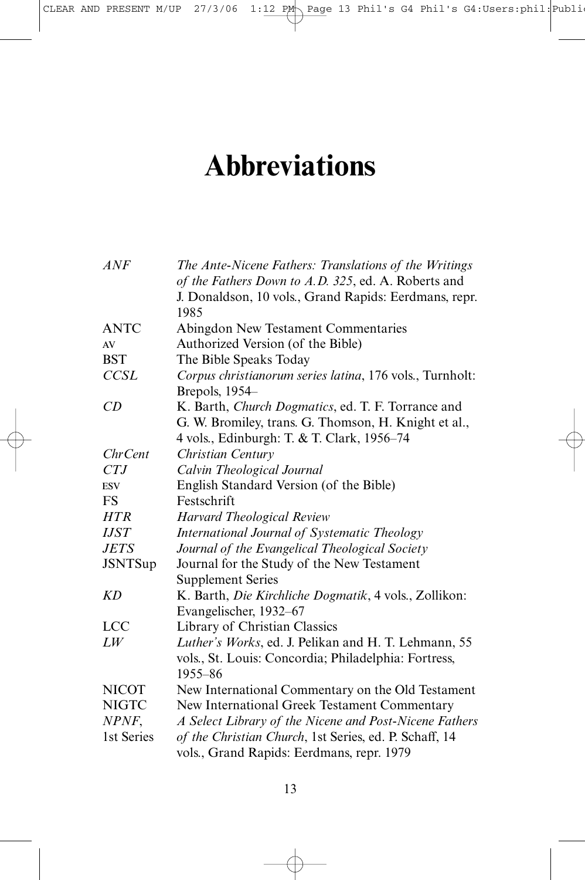# Abbreviations

| | |
|---|---|
| *ANF* | *The Ante-Nicene Fathers: Translations of the Writings of the Fathers Down to A.D. 325*, ed. A. Roberts and J. Donaldson, 10 vols., Grand Rapids: Eerdmans, repr. 1985 |
| ANTC | Abingdon New Testament Commentaries |
| AV | Authorized Version (of the Bible) |
| BST | The Bible Speaks Today |
| *CCSL* | *Corpus christianorum series latina*, 176 vols., Turnholt: Brepols, 1954– |
| *CD* | K. Barth, *Church Dogmatics*, ed. T. F. Torrance and G. W. Bromiley, trans. G. Thomson, H. Knight et al., 4 vols., Edinburgh: T. & T. Clark, 1956–74 |
| *ChrCent* | *Christian Century* |
| *CTJ* | *Calvin Theological Journal* |
| ESV | English Standard Version (of the Bible) |
| FS | Festschrift |
| *HTR* | *Harvard Theological Review* |
| *IJST* | *International Journal of Systematic Theology* |
| *JETS* | *Journal of the Evangelical Theological Society* |
| JSNTSup | Journal for the Study of the New Testament Supplement Series |
| *KD* | K. Barth, *Die Kirchliche Dogmatik*, 4 vols., Zollikon: Evangelischer, 1932–67 |
| LCC | Library of Christian Classics |
| *LW* | *Luther's Works*, ed. J. Pelikan and H. T. Lehmann, 55 vols., St. Louis: Concordia; Philadelphia: Fortress, 1955–86 |
| NICOT | New International Commentary on the Old Testament |
| NIGTC | New International Greek Testament Commentary |
| *NPNF*, 1st Series | *A Select Library of the Nicene and Post-Nicene Fathers of the Christian Church*, 1st Series, ed. P. Schaff, 14 vols., Grand Rapids: Eerdmans, repr. 1979 |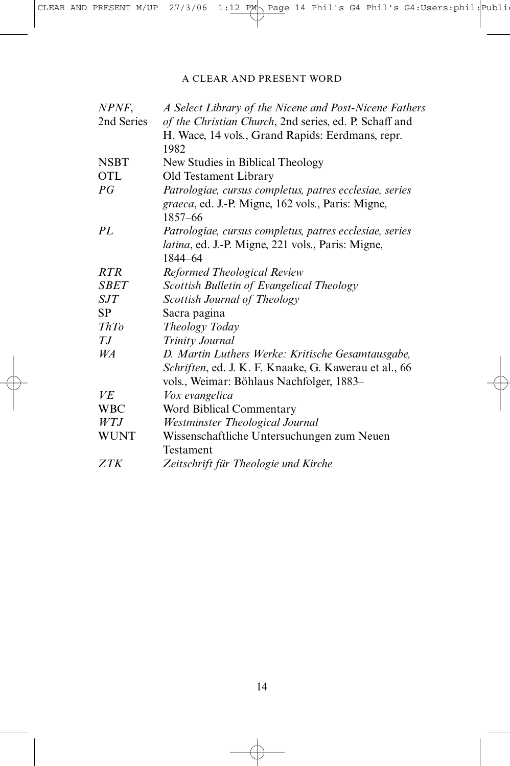| | |
|---|---|
| *NPNF*, 2nd Series | *A Select Library of the Nicene and Post-Nicene Fathers of the Christian Church*, 2nd series, ed. P. Schaff and H. Wace, 14 vols., Grand Rapids: Eerdmans, repr. 1982 |
| NSBT | New Studies in Biblical Theology |
| OTL | Old Testament Library |
| *PG* | *Patrologiae, cursus completus, patres ecclesiae, series graeca*, ed. J.-P. Migne, 162 vols., Paris: Migne, 1857–66 |
| *PL* | *Patrologiae, cursus completus, patres ecclesiae, series latina*, ed. J.-P. Migne, 221 vols., Paris: Migne, 1844–64 |
| *RTR* | *Reformed Theological Review* |
| *SBET* | *Scottish Bulletin of Evangelical Theology* |
| *SJT* | *Scottish Journal of Theology* |
| SP | Sacra pagina |
| *ThTo* | *Theology Today* |
| *TJ* | *Trinity Journal* |
| *WA* | *D. Martin Luthers Werke: Kritische Gesamtausgabe, Schriften*, ed. J. K. F. Knaake, G. Kawerau et al., 66 vols., Weimar: Böhlaus Nachfolger, 1883– |
| *VE* | *Vox evangelica* |
| WBC | Word Biblical Commentary |
| *WTJ* | *Westminster Theological Journal* |
| WUNT | Wissenschaftliche Untersuchungen zum Neuen Testament |
| *ZTK* | *Zeitschrift für Theologie und Kirche* |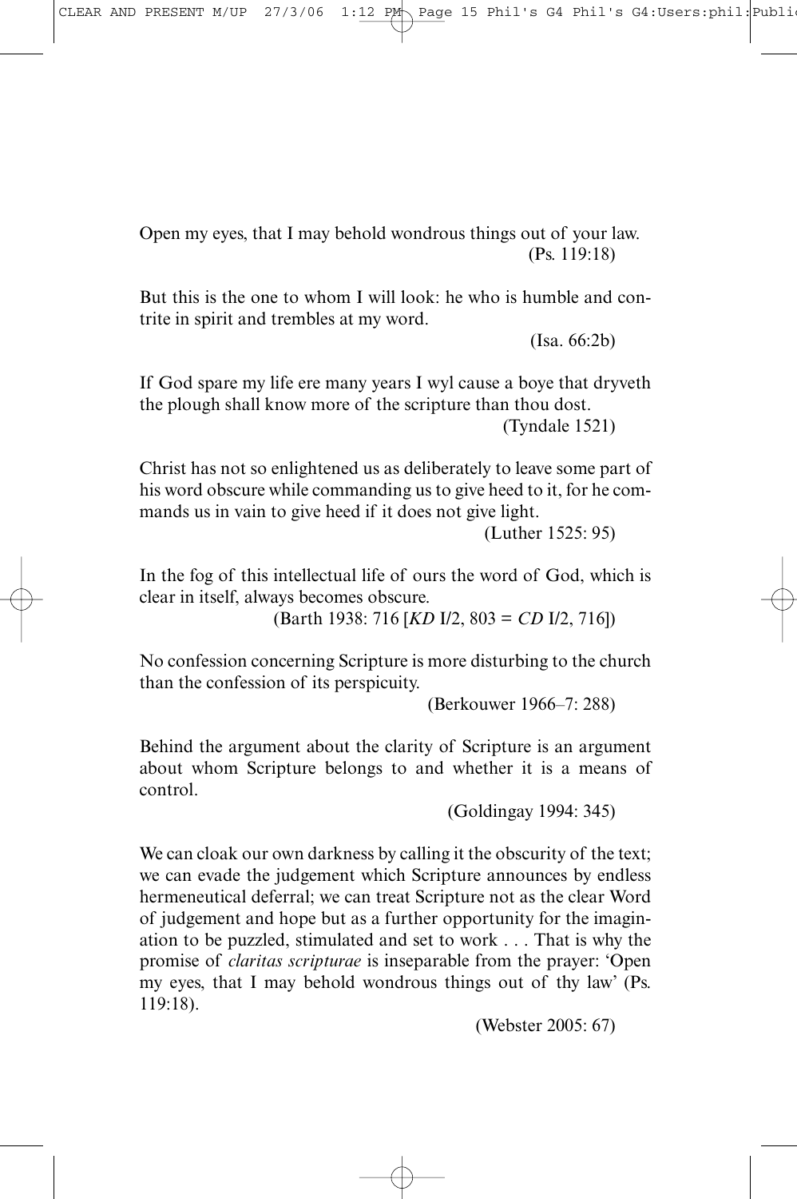Open my eyes, that I may behold wondrous things out of your law.
(Ps. 119:18)

But this is the one to whom I will look: he who is humble and contrite in spirit and trembles at my word.
(Isa. 66:2b)

If God spare my life ere many years I wyl cause a boye that dryveth the plough shall know more of the scripture than thou dost.
(Tyndale 1521)

Christ has not so enlightened us as deliberately to leave some part of his word obscure while commanding us to give heed to it, for he commands us in vain to give heed if it does not give light.
(Luther 1525: 95)

In the fog of this intellectual life of ours the word of God, which is clear in itself, always becomes obscure.
(Barth 1938: 716 [*KD* I/2, 803 = *CD* I/2, 716])

No confession concerning Scripture is more disturbing to the church than the confession of its perspicuity.
(Berkouwer 1966–7: 288)

Behind the argument about the clarity of Scripture is an argument about whom Scripture belongs to and whether it is a means of control.
(Goldingay 1994: 345)

We can cloak our own darkness by calling it the obscurity of the text; we can evade the judgement which Scripture announces by endless hermeneutical deferral; we can treat Scripture not as the clear Word of judgement and hope but as a further opportunity for the imagination to be puzzled, stimulated and set to work . . . That is why the promise of *claritas scripturae* is inseparable from the prayer: 'Open my eyes, that I may behold wondrous things out of thy law' (Ps. 119:18).
(Webster 2005: 67)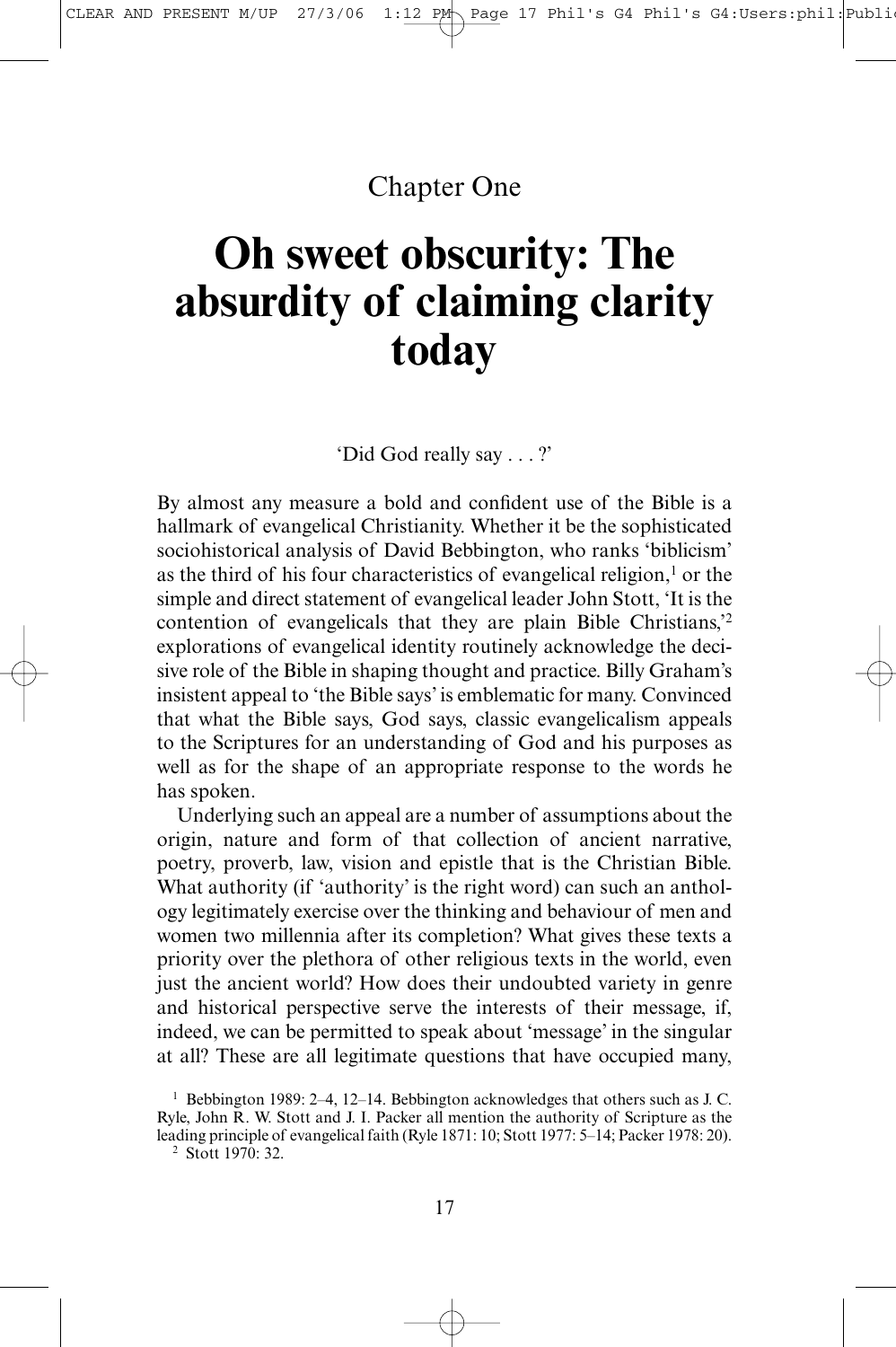Chapter One

# Oh sweet obscurity: The absurdity of claiming clarity today

'Did God really say . . . ?'

By almost any measure a bold and confident use of the Bible is a hallmark of evangelical Christianity. Whether it be the sophisticated sociohistorical analysis of David Bebbington, who ranks 'biblicism' as the third of his four characteristics of evangelical religion,[1] or the simple and direct statement of evangelical leader John Stott, 'It is the contention of evangelicals that they are plain Bible Christians,'[2] explorations of evangelical identity routinely acknowledge the decisive role of the Bible in shaping thought and practice. Billy Graham's insistent appeal to 'the Bible says' is emblematic for many. Convinced that what the Bible says, God says, classic evangelicalism appeals to the Scriptures for an understanding of God and his purposes as well as for the shape of an appropriate response to the words he has spoken.

Underlying such an appeal are a number of assumptions about the origin, nature and form of that collection of ancient narrative, poetry, proverb, law, vision and epistle that is the Christian Bible. What authority (if 'authority' is the right word) can such an anthology legitimately exercise over the thinking and behaviour of men and women two millennia after its completion? What gives these texts a priority over the plethora of other religious texts in the world, even just the ancient world? How does their undoubted variety in genre and historical perspective serve the interests of their message, if, indeed, we can be permitted to speak about 'message' in the singular at all? These are all legitimate questions that have occupied many,

[1] Bebbington 1989: 2–4, 12–14. Bebbington acknowledges that others such as J. C. Ryle, John R. W. Stott and J. I. Packer all mention the authority of Scripture as the leading principle of evangelical faith (Ryle 1871: 10; Stott 1977: 5–14; Packer 1978: 20).

[2] Stott 1970: 32.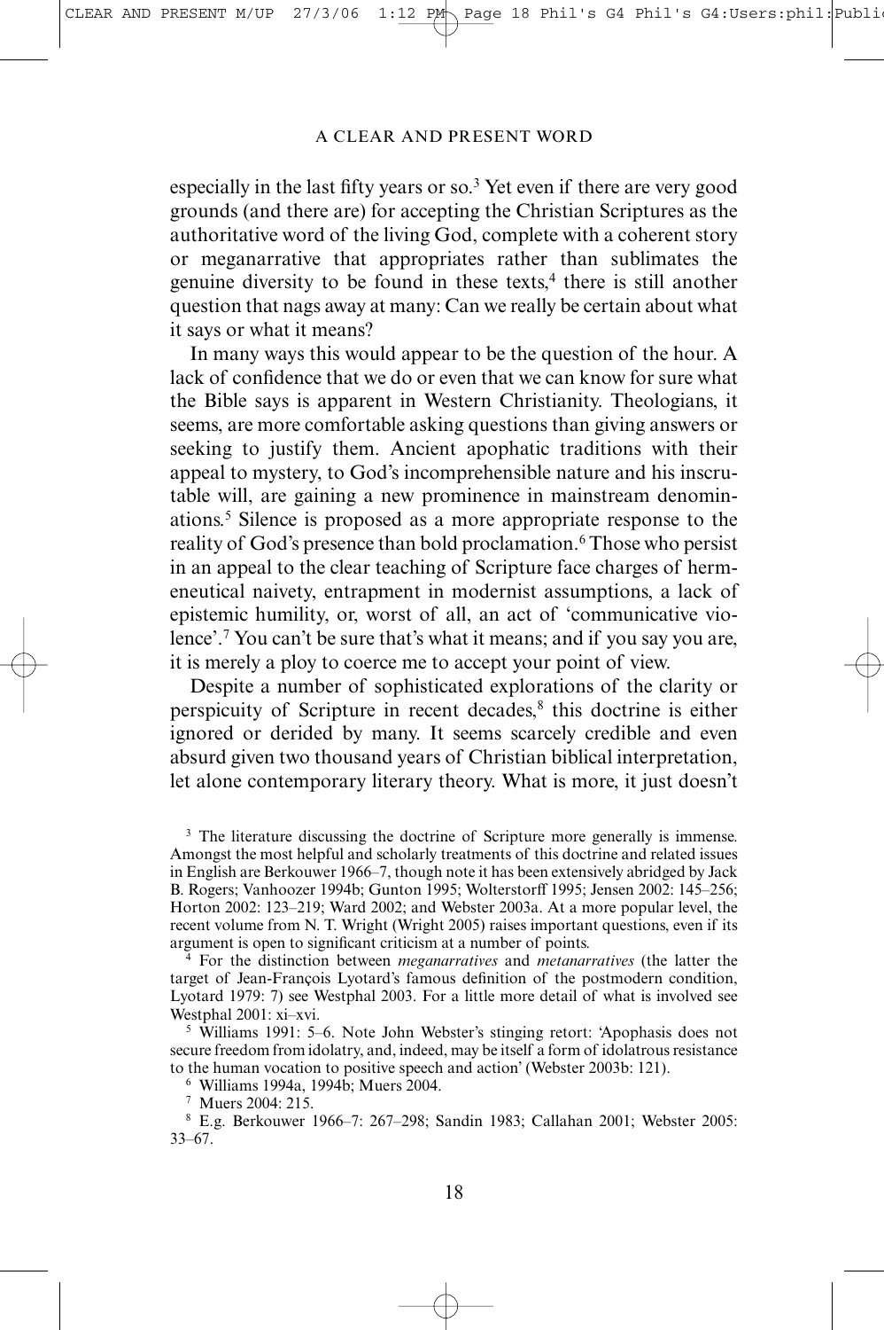especially in the last fifty years or so.[3] Yet even if there are very good grounds (and there are) for accepting the Christian Scriptures as the authoritative word of the living God, complete with a coherent story or meganarrative that appropriates rather than sublimates the genuine diversity to be found in these texts,[4] there is still another question that nags away at many: Can we really be certain about what it says or what it means?

In many ways this would appear to be the question of the hour. A lack of confidence that we do or even that we can know for sure what the Bible says is apparent in Western Christianity. Theologians, it seems, are more comfortable asking questions than giving answers or seeking to justify them. Ancient apophatic traditions with their appeal to mystery, to God's incomprehensible nature and his inscrutable will, are gaining a new prominence in mainstream denominations.[5] Silence is proposed as a more appropriate response to the reality of God's presence than bold proclamation.[6] Those who persist in an appeal to the clear teaching of Scripture face charges of hermeneutical naivety, entrapment in modernist assumptions, a lack of epistemic humility, or, worst of all, an act of 'communicative violence'.[7] You can't be sure that's what it means; and if you say you are, it is merely a ploy to coerce me to accept your point of view.

Despite a number of sophisticated explorations of the clarity or perspicuity of Scripture in recent decades,[8] this doctrine is either ignored or derided by many. It seems scarcely credible and even absurd given two thousand years of Christian biblical interpretation, let alone contemporary literary theory. What is more, it just doesn't

---

[3] The literature discussing the doctrine of Scripture more generally is immense. Amongst the most helpful and scholarly treatments of this doctrine and related issues in English are Berkouwer 1966–7, though note it has been extensively abridged by Jack B. Rogers; Vanhoozer 1994b; Gunton 1995; Wolterstorff 1995; Jensen 2002: 145–256; Horton 2002: 123–219; Ward 2002; and Webster 2003a. At a more popular level, the recent volume from N. T. Wright (Wright 2005) raises important questions, even if its argument is open to significant criticism at a number of points.

[4] For the distinction between *meganarratives* and *metanarratives* (the latter the target of Jean-François Lyotard's famous definition of the postmodern condition, Lyotard 1979: 7) see Westphal 2003. For a little more detail of what is involved see Westphal 2001: xi–xvi.

[5] Williams 1991: 5–6. Note John Webster's stinging retort: 'Apophasis does not secure freedom from idolatry, and, indeed, may be itself a form of idolatrous resistance to the human vocation to positive speech and action' (Webster 2003b: 121).

[6] Williams 1994a, 1994b; Muers 2004.

[7] Muers 2004: 215.

[8] E.g. Berkouwer 1966–7: 267–298; Sandin 1983; Callahan 2001; Webster 2005: 33–67.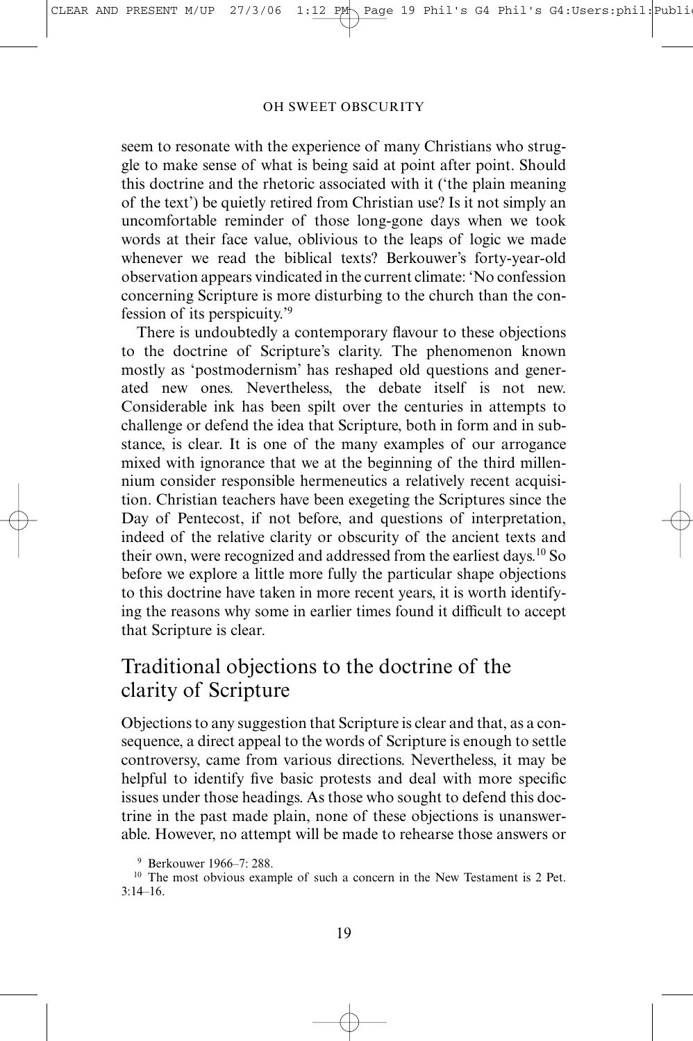seem to resonate with the experience of many Christians who struggle to make sense of what is being said at point after point. Should this doctrine and the rhetoric associated with it ('the plain meaning of the text') be quietly retired from Christian use? Is it not simply an uncomfortable reminder of those long-gone days when we took words at their face value, oblivious to the leaps of logic we made whenever we read the biblical texts? Berkouwer's forty-year-old observation appears vindicated in the current climate: 'No confession concerning Scripture is more disturbing to the church than the confession of its perspicuity.'[9]

There is undoubtedly a contemporary flavour to these objections to the doctrine of Scripture's clarity. The phenomenon known mostly as 'postmodernism' has reshaped old questions and generated new ones. Nevertheless, the debate itself is not new. Considerable ink has been spilt over the centuries in attempts to challenge or defend the idea that Scripture, both in form and in substance, is clear. It is one of the many examples of our arrogance mixed with ignorance that we at the beginning of the third millennium consider responsible hermeneutics a relatively recent acquisition. Christian teachers have been exegeting the Scriptures since the Day of Pentecost, if not before, and questions of interpretation, indeed of the relative clarity or obscurity of the ancient texts and their own, were recognized and addressed from the earliest days.[10] So before we explore a little more fully the particular shape objections to this doctrine have taken in more recent years, it is worth identifying the reasons why some in earlier times found it difficult to accept that Scripture is clear.

## Traditional objections to the doctrine of the clarity of Scripture

Objections to any suggestion that Scripture is clear and that, as a consequence, a direct appeal to the words of Scripture is enough to settle controversy, came from various directions. Nevertheless, it may be helpful to identify five basic protests and deal with more specific issues under those headings. As those who sought to defend this doctrine in the past made plain, none of these objections is unanswerable. However, no attempt will be made to rehearse those answers or

[9] Berkouwer 1966–7: 288.

[10] The most obvious example of such a concern in the New Testament is 2 Pet. 3:14–16.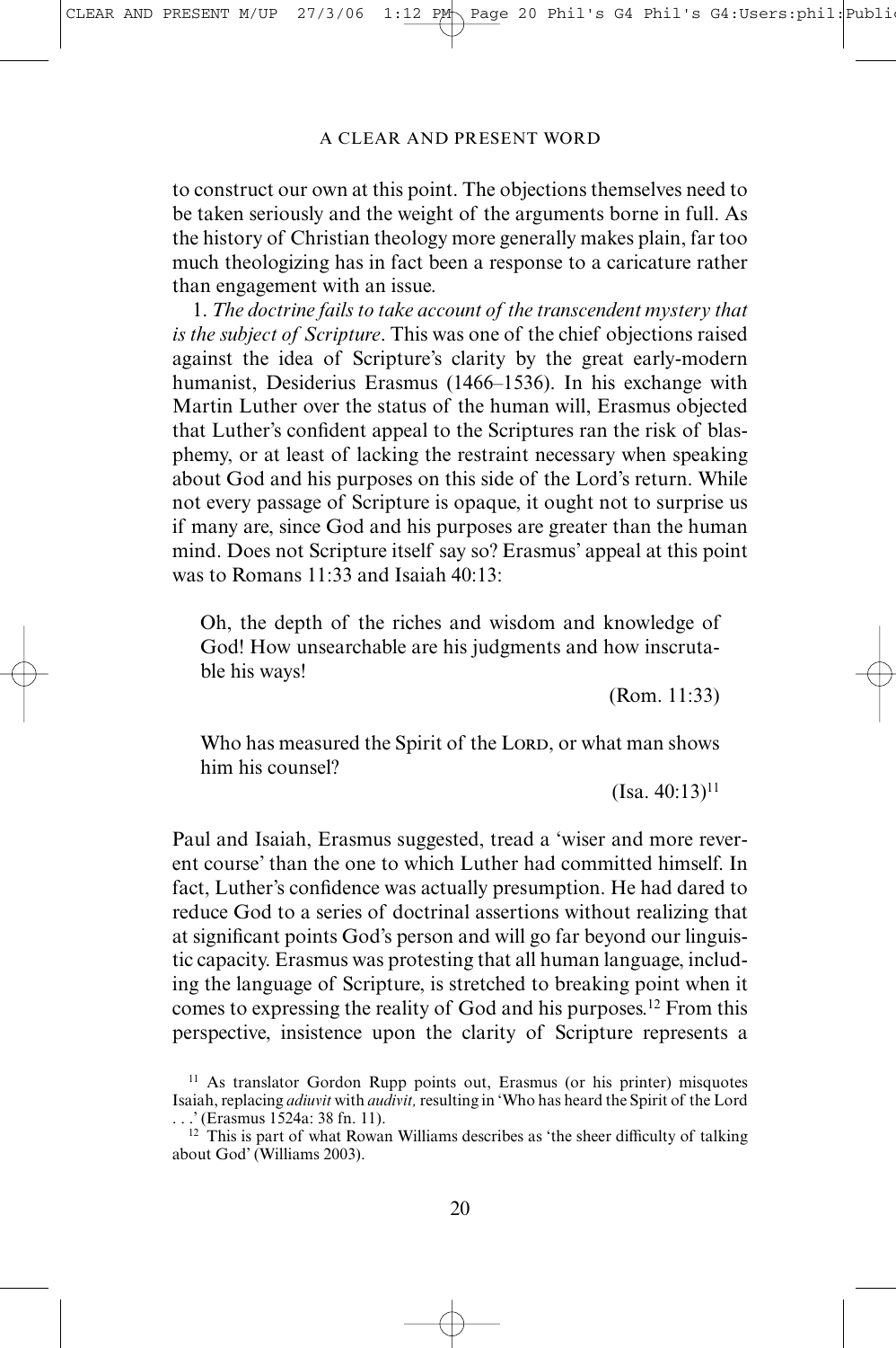to construct our own at this point. The objections themselves need to be taken seriously and the weight of the arguments borne in full. As the history of Christian theology more generally makes plain, far too much theologizing has in fact been a response to a caricature rather than engagement with an issue.

1. *The doctrine fails to take account of the transcendent mystery that is the subject of Scripture*. This was one of the chief objections raised against the idea of Scripture's clarity by the great early-modern humanist, Desiderius Erasmus (1466–1536). In his exchange with Martin Luther over the status of the human will, Erasmus objected that Luther's confident appeal to the Scriptures ran the risk of blasphemy, or at least of lacking the restraint necessary when speaking about God and his purposes on this side of the Lord's return. While not every passage of Scripture is opaque, it ought not to surprise us if many are, since God and his purposes are greater than the human mind. Does not Scripture itself say so? Erasmus' appeal at this point was to Romans 11:33 and Isaiah 40:13:

> Oh, the depth of the riches and wisdom and knowledge of God! How unsearchable are his judgments and how inscrutable his ways!
>
> (Rom. 11:33)

> Who has measured the Spirit of the LORD, or what man shows him his counsel?
>
> (Isa. 40:13)[11]

Paul and Isaiah, Erasmus suggested, tread a 'wiser and more reverent course' than the one to which Luther had committed himself. In fact, Luther's confidence was actually presumption. He had dared to reduce God to a series of doctrinal assertions without realizing that at significant points God's person and will go far beyond our linguistic capacity. Erasmus was protesting that all human language, including the language of Scripture, is stretched to breaking point when it comes to expressing the reality of God and his purposes.[12] From this perspective, insistence upon the clarity of Scripture represents a

[11] As translator Gordon Rupp points out, Erasmus (or his printer) misquotes Isaiah, replacing *adiuvit* with *audivit,* resulting in 'Who has heard the Spirit of the Lord . . .' (Erasmus 1524a: 38 fn. 11).

[12] This is part of what Rowan Williams describes as 'the sheer difficulty of talking about God' (Williams 2003).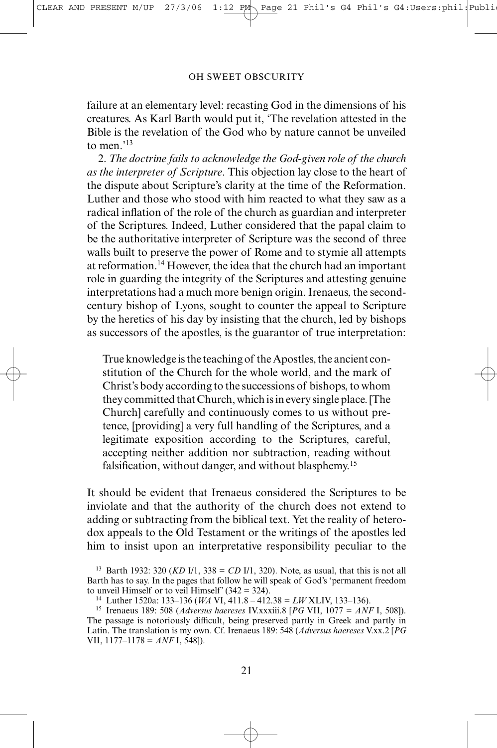failure at an elementary level: recasting God in the dimensions of his creatures. As Karl Barth would put it, 'The revelation attested in the Bible is the revelation of the God who by nature cannot be unveiled to men.'[13]

2. *The doctrine fails to acknowledge the God-given role of the church as the interpreter of Scripture*. This objection lay close to the heart of the dispute about Scripture's clarity at the time of the Reformation. Luther and those who stood with him reacted to what they saw as a radical inflation of the role of the church as guardian and interpreter of the Scriptures. Indeed, Luther considered that the papal claim to be the authoritative interpreter of Scripture was the second of three walls built to preserve the power of Rome and to stymie all attempts at reformation.[14] However, the idea that the church had an important role in guarding the integrity of the Scriptures and attesting genuine interpretations had a much more benign origin. Irenaeus, the second-century bishop of Lyons, sought to counter the appeal to Scripture by the heretics of his day by insisting that the church, led by bishops as successors of the apostles, is the guarantor of true interpretation:

> True knowledge is the teaching of the Apostles, the ancient constitution of the Church for the whole world, and the mark of Christ's body according to the successions of bishops, to whom they committed that Church, which is in every single place. [The Church] carefully and continuously comes to us without pretence, [providing] a very full handling of the Scriptures, and a legitimate exposition according to the Scriptures, careful, accepting neither addition nor subtraction, reading without falsification, without danger, and without blasphemy.[15]

It should be evident that Irenaeus considered the Scriptures to be inviolate and that the authority of the church does not extend to adding or subtracting from the biblical text. Yet the reality of heterodox appeals to the Old Testament or the writings of the apostles led him to insist upon an interpretative responsibility peculiar to the

---

[13] Barth 1932: 320 (*KD* I/1, 338 = *CD* I/1, 320). Note, as usual, that this is not all Barth has to say. In the pages that follow he will speak of God's 'permanent freedom to unveil Himself or to veil Himself' (342 = 324).

[14] Luther 1520a: 133–136 (*WA* VI, 411.8 – 412.38 = *LW* XLIV, 133–136).

[15] Irenaeus 189: 508 (*Adversus haereses* IV.xxxiii.8 [*PG* VII, 1077 = *ANF* I, 508]). The passage is notoriously difficult, being preserved partly in Greek and partly in Latin. The translation is my own. Cf. Irenaeus 189: 548 (*Adversus haereses* V.xx.2 [*PG* VII, 1177–1178 = *ANF* I, 548]).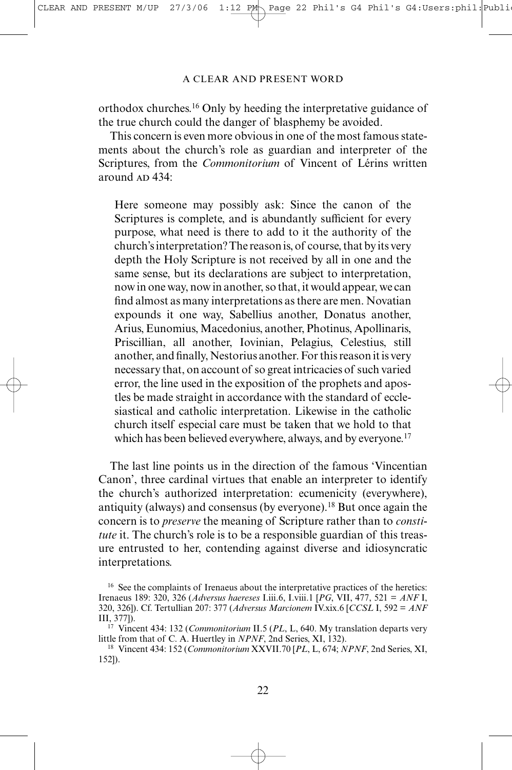orthodox churches.[16] Only by heeding the interpretative guidance of the true church could the danger of blasphemy be avoided.

This concern is even more obvious in one of the most famous statements about the church's role as guardian and interpreter of the Scriptures, from the *Commonitorium* of Vincent of Lérins written around AD 434:

> Here someone may possibly ask: Since the canon of the Scriptures is complete, and is abundantly sufficient for every purpose, what need is there to add to it the authority of the church's interpretation? The reason is, of course, that by its very depth the Holy Scripture is not received by all in one and the same sense, but its declarations are subject to interpretation, now in one way, now in another, so that, it would appear, we can find almost as many interpretations as there are men. Novatian expounds it one way, Sabellius another, Donatus another, Arius, Eunomius, Macedonius, another, Photinus, Apollinaris, Priscillian, all another, Iovinian, Pelagius, Celestius, still another, and finally, Nestorius another. For this reason it is very necessary that, on account of so great intricacies of such varied error, the line used in the exposition of the prophets and apostles be made straight in accordance with the standard of ecclesiastical and catholic interpretation. Likewise in the catholic church itself especial care must be taken that we hold to that which has been believed everywhere, always, and by everyone.[17]

The last line points us in the direction of the famous 'Vincentian Canon', three cardinal virtues that enable an interpreter to identify the church's authorized interpretation: ecumenicity (everywhere), antiquity (always) and consensus (by everyone).[18] But once again the concern is to *preserve* the meaning of Scripture rather than to *constitute* it. The church's role is to be a responsible guardian of this treasure entrusted to her, contending against diverse and idiosyncratic interpretations.

---

[16] See the complaints of Irenaeus about the interpretative practices of the heretics: Irenaeus 189: 320, 326 (*Adversus haereses* I.iii.6, I.viii.1 [*PG*, VII, 477, 521 = *ANF* I, 320, 326]). Cf. Tertullian 207: 377 (*Adversus Marcionem* IV.xix.6 [*CCSL* I, 592 = *ANF* III, 377]).

[17] Vincent 434: 132 (*Commonitorium* II.5 (*PL*, L, 640. My translation departs very little from that of C. A. Huertley in *NPNF*, 2nd Series, XI, 132).

[18] Vincent 434: 152 (*Commonitorium* XXVII.70 [*PL*, L, 674; *NPNF*, 2nd Series, XI, 152]).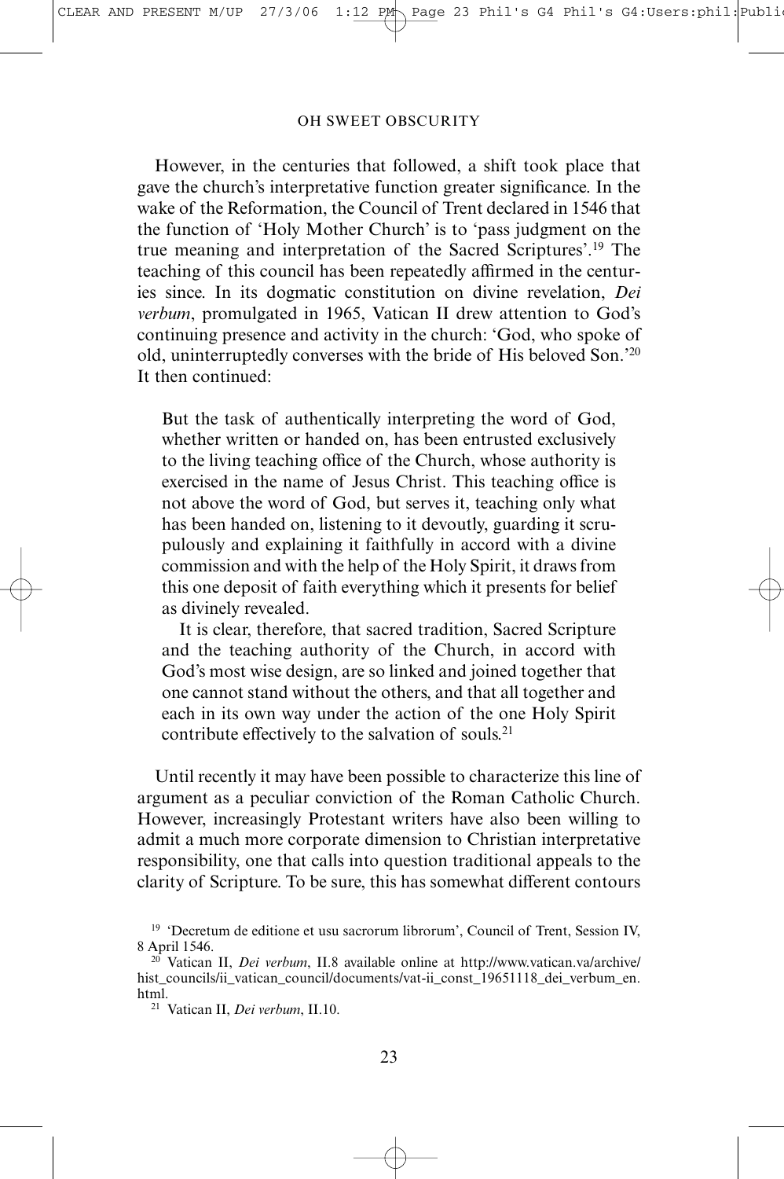However, in the centuries that followed, a shift took place that gave the church's interpretative function greater significance. In the wake of the Reformation, the Council of Trent declared in 1546 that the function of 'Holy Mother Church' is to 'pass judgment on the true meaning and interpretation of the Sacred Scriptures'.[19] The teaching of this council has been repeatedly affirmed in the centuries since. In its dogmatic constitution on divine revelation, *Dei verbum*, promulgated in 1965, Vatican II drew attention to God's continuing presence and activity in the church: 'God, who spoke of old, uninterruptedly converses with the bride of His beloved Son.'[20] It then continued:

> But the task of authentically interpreting the word of God, whether written or handed on, has been entrusted exclusively to the living teaching office of the Church, whose authority is exercised in the name of Jesus Christ. This teaching office is not above the word of God, but serves it, teaching only what has been handed on, listening to it devoutly, guarding it scrupulously and explaining it faithfully in accord with a divine commission and with the help of the Holy Spirit, it draws from this one deposit of faith everything which it presents for belief as divinely revealed.
>
> It is clear, therefore, that sacred tradition, Sacred Scripture and the teaching authority of the Church, in accord with God's most wise design, are so linked and joined together that one cannot stand without the others, and that all together and each in its own way under the action of the one Holy Spirit contribute effectively to the salvation of souls.[21]

Until recently it may have been possible to characterize this line of argument as a peculiar conviction of the Roman Catholic Church. However, increasingly Protestant writers have also been willing to admit a much more corporate dimension to Christian interpretative responsibility, one that calls into question traditional appeals to the clarity of Scripture. To be sure, this has somewhat different contours

[19] 'Decretum de editione et usu sacrorum librorum', Council of Trent, Session IV, 8 April 1546.

[20] Vatican II, *Dei verbum*, II.8 available online at http://www.vatican.va/archive/hist_councils/ii_vatican_council/documents/vat-ii_const_19651118_dei_verbum_en.html.

[21] Vatican II, *Dei verbum*, II.10.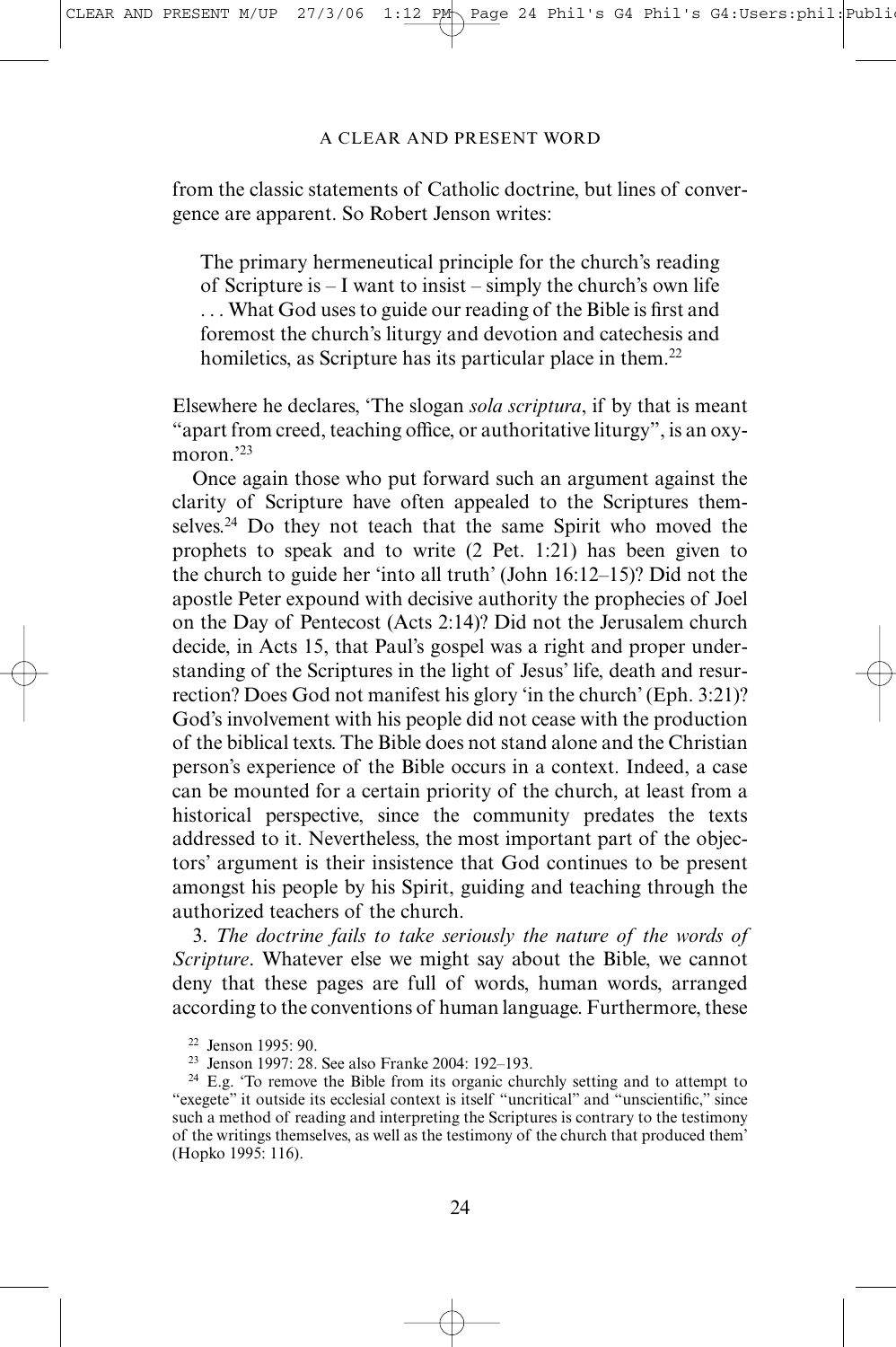from the classic statements of Catholic doctrine, but lines of convergence are apparent. So Robert Jenson writes:

> The primary hermeneutical principle for the church's reading of Scripture is – I want to insist – simply the church's own life . . . What God uses to guide our reading of the Bible is first and foremost the church's liturgy and devotion and catechesis and homiletics, as Scripture has its particular place in them.[22]

Elsewhere he declares, 'The slogan *sola scriptura*, if by that is meant "apart from creed, teaching office, or authoritative liturgy", is an oxymoron.'[23]

Once again those who put forward such an argument against the clarity of Scripture have often appealed to the Scriptures themselves.[24] Do they not teach that the same Spirit who moved the prophets to speak and to write (2 Pet. 1:21) has been given to the church to guide her 'into all truth' (John 16:12–15)? Did not the apostle Peter expound with decisive authority the prophecies of Joel on the Day of Pentecost (Acts 2:14)? Did not the Jerusalem church decide, in Acts 15, that Paul's gospel was a right and proper understanding of the Scriptures in the light of Jesus' life, death and resurrection? Does God not manifest his glory 'in the church' (Eph. 3:21)? God's involvement with his people did not cease with the production of the biblical texts. The Bible does not stand alone and the Christian person's experience of the Bible occurs in a context. Indeed, a case can be mounted for a certain priority of the church, at least from a historical perspective, since the community predates the texts addressed to it. Nevertheless, the most important part of the objectors' argument is their insistence that God continues to be present amongst his people by his Spirit, guiding and teaching through the authorized teachers of the church.

3. *The doctrine fails to take seriously the nature of the words of Scripture*. Whatever else we might say about the Bible, we cannot deny that these pages are full of words, human words, arranged according to the conventions of human language. Furthermore, these

---

[22] Jenson 1995: 90.

[23] Jenson 1997: 28. See also Franke 2004: 192–193.

[24] E.g. 'To remove the Bible from its organic churchly setting and to attempt to "exegete" it outside its ecclesial context is itself "uncritical" and "unscientific," since such a method of reading and interpreting the Scriptures is contrary to the testimony of the writings themselves, as well as the testimony of the church that produced them' (Hopko 1995: 116).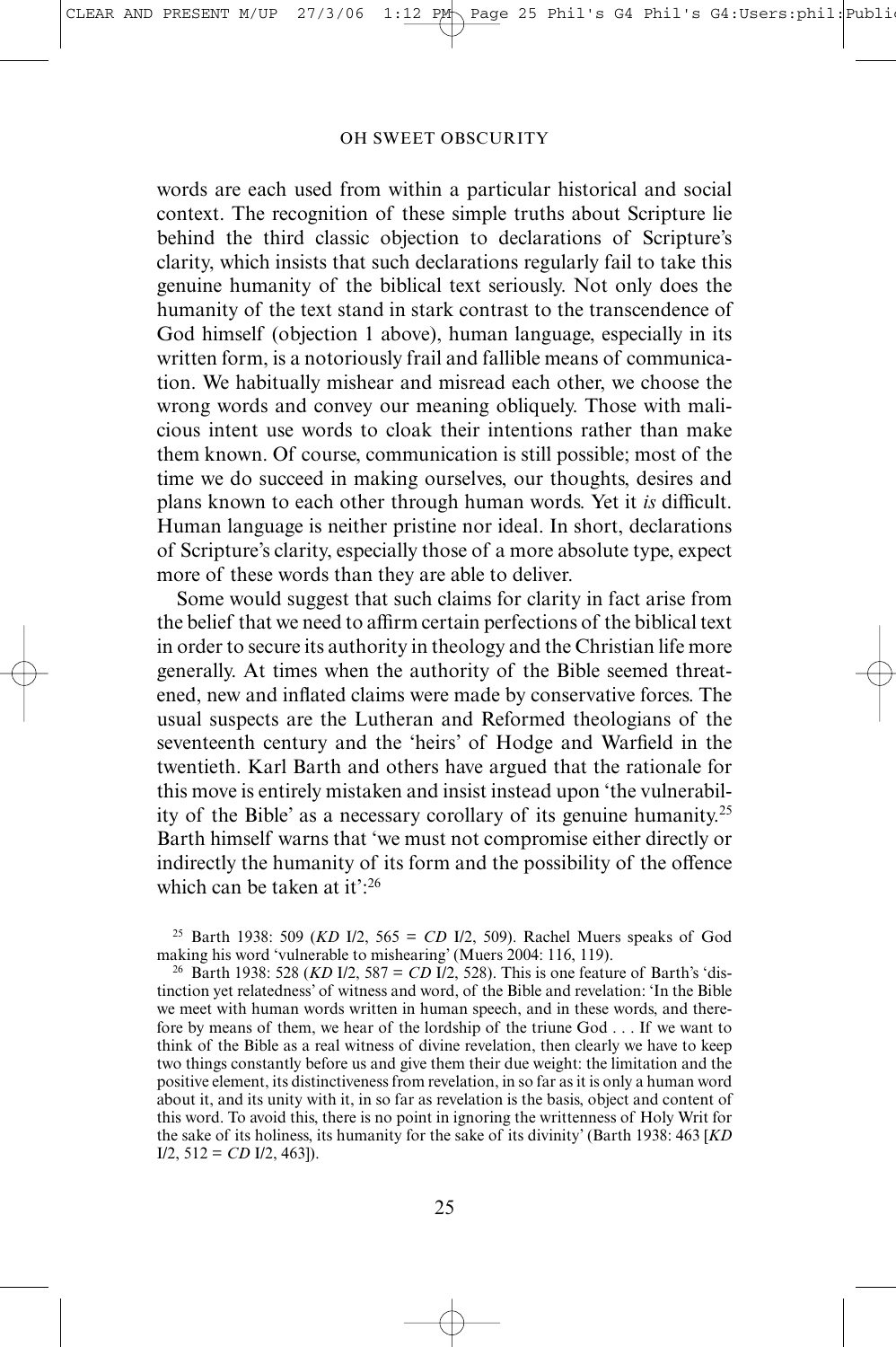words are each used from within a particular historical and social context. The recognition of these simple truths about Scripture lie behind the third classic objection to declarations of Scripture's clarity, which insists that such declarations regularly fail to take this genuine humanity of the biblical text seriously. Not only does the humanity of the text stand in stark contrast to the transcendence of God himself (objection 1 above), human language, especially in its written form, is a notoriously frail and fallible means of communication. We habitually mishear and misread each other, we choose the wrong words and convey our meaning obliquely. Those with malicious intent use words to cloak their intentions rather than make them known. Of course, communication is still possible; most of the time we do succeed in making ourselves, our thoughts, desires and plans known to each other through human words. Yet it *is* difficult. Human language is neither pristine nor ideal. In short, declarations of Scripture's clarity, especially those of a more absolute type, expect more of these words than they are able to deliver.

Some would suggest that such claims for clarity in fact arise from the belief that we need to affirm certain perfections of the biblical text in order to secure its authority in theology and the Christian life more generally. At times when the authority of the Bible seemed threatened, new and inflated claims were made by conservative forces. The usual suspects are the Lutheran and Reformed theologians of the seventeenth century and the 'heirs' of Hodge and Warfield in the twentieth. Karl Barth and others have argued that the rationale for this move is entirely mistaken and insist instead upon 'the vulnerability of the Bible' as a necessary corollary of its genuine humanity.[25] Barth himself warns that 'we must not compromise either directly or indirectly the humanity of its form and the possibility of the offence which can be taken at it':[26]

[25] Barth 1938: 509 (*KD* I/2, 565 = *CD* I/2, 509). Rachel Muers speaks of God making his word 'vulnerable to mishearing' (Muers 2004: 116, 119).

[26] Barth 1938: 528 (*KD* I/2, 587 = *CD* I/2, 528). This is one feature of Barth's 'distinction yet relatedness' of witness and word, of the Bible and revelation: 'In the Bible we meet with human words written in human speech, and in these words, and therefore by means of them, we hear of the lordship of the triune God . . . If we want to think of the Bible as a real witness of divine revelation, then clearly we have to keep two things constantly before us and give them their due weight: the limitation and the positive element, its distinctiveness from revelation, in so far as it is only a human word about it, and its unity with it, in so far as revelation is the basis, object and content of this word. To avoid this, there is no point in ignoring the writtenness of Holy Writ for the sake of its holiness, its humanity for the sake of its divinity' (Barth 1938: 463 [*KD* I/2, 512 = *CD* I/2, 463]).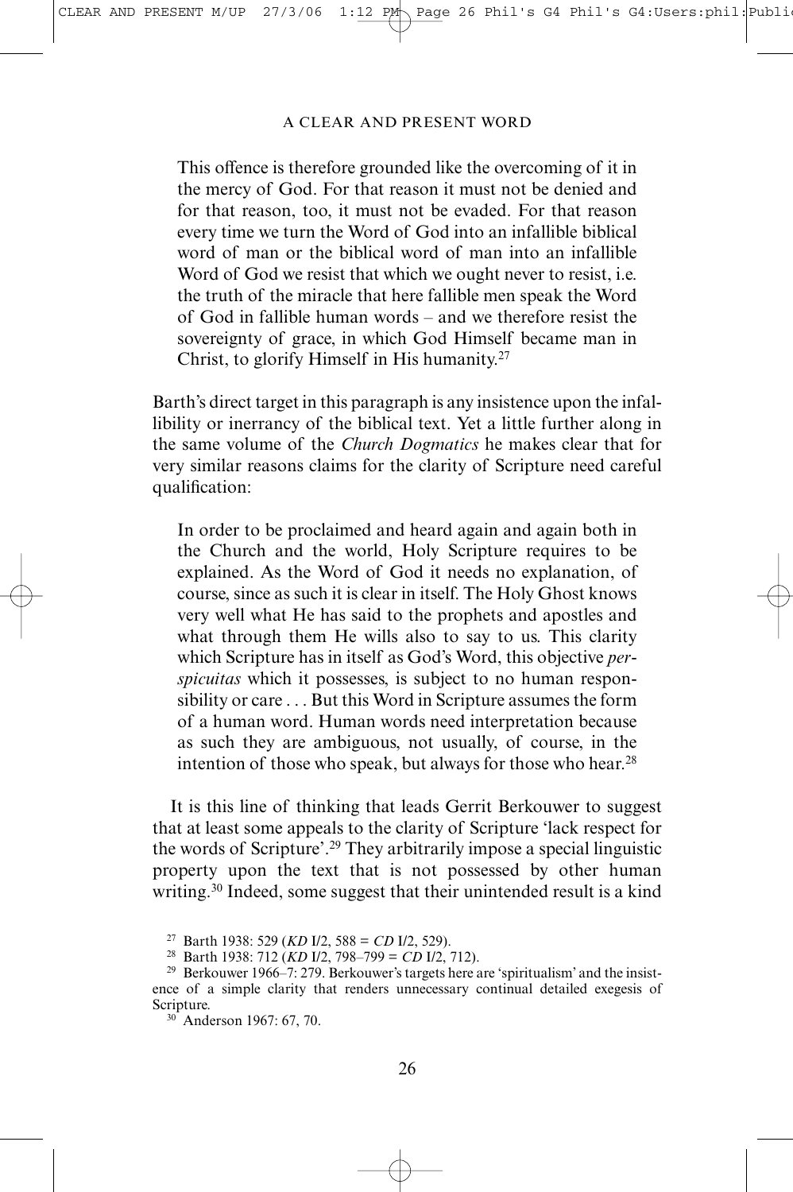> This offence is therefore grounded like the overcoming of it in the mercy of God. For that reason it must not be denied and for that reason, too, it must not be evaded. For that reason every time we turn the Word of God into an infallible biblical word of man or the biblical word of man into an infallible Word of God we resist that which we ought never to resist, i.e. the truth of the miracle that here fallible men speak the Word of God in fallible human words – and we therefore resist the sovereignty of grace, in which God Himself became man in Christ, to glorify Himself in His humanity.[27]

Barth's direct target in this paragraph is any insistence upon the infallibility or inerrancy of the biblical text. Yet a little further along in the same volume of the *Church Dogmatics* he makes clear that for very similar reasons claims for the clarity of Scripture need careful qualification:

> In order to be proclaimed and heard again and again both in the Church and the world, Holy Scripture requires to be explained. As the Word of God it needs no explanation, of course, since as such it is clear in itself. The Holy Ghost knows very well what He has said to the prophets and apostles and what through them He wills also to say to us. This clarity which Scripture has in itself as God's Word, this objective *perspicuitas* which it possesses, is subject to no human responsibility or care . . . But this Word in Scripture assumes the form of a human word. Human words need interpretation because as such they are ambiguous, not usually, of course, in the intention of those who speak, but always for those who hear.[28]

It is this line of thinking that leads Gerrit Berkouwer to suggest that at least some appeals to the clarity of Scripture 'lack respect for the words of Scripture'.[29] They arbitrarily impose a special linguistic property upon the text that is not possessed by other human writing.[30] Indeed, some suggest that their unintended result is a kind

---

[27] Barth 1938: 529 (*KD* I/2, 588 = *CD* I/2, 529).

[28] Barth 1938: 712 (*KD* I/2, 798–799 = *CD* I/2, 712).

[29] Berkouwer 1966–7: 279. Berkouwer's targets here are 'spiritualism' and the insistence of a simple clarity that renders unnecessary continual detailed exegesis of Scripture.

[30] Anderson 1967: 67, 70.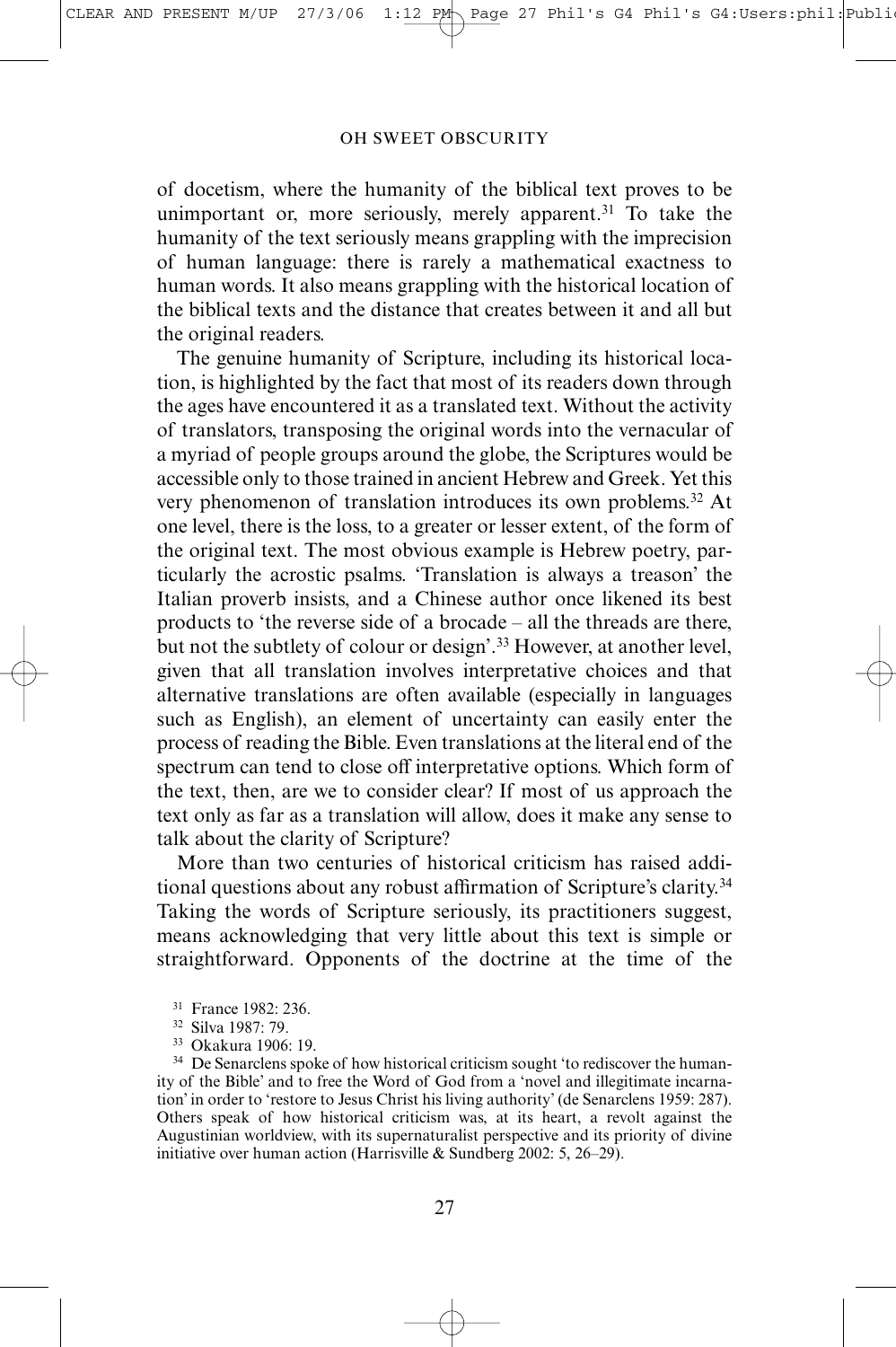of docetism, where the humanity of the biblical text proves to be unimportant or, more seriously, merely apparent.[31] To take the humanity of the text seriously means grappling with the imprecision of human language: there is rarely a mathematical exactness to human words. It also means grappling with the historical location of the biblical texts and the distance that creates between it and all but the original readers.

The genuine humanity of Scripture, including its historical location, is highlighted by the fact that most of its readers down through the ages have encountered it as a translated text. Without the activity of translators, transposing the original words into the vernacular of a myriad of people groups around the globe, the Scriptures would be accessible only to those trained in ancient Hebrew and Greek. Yet this very phenomenon of translation introduces its own problems.[32] At one level, there is the loss, to a greater or lesser extent, of the form of the original text. The most obvious example is Hebrew poetry, particularly the acrostic psalms. 'Translation is always a treason' the Italian proverb insists, and a Chinese author once likened its best products to 'the reverse side of a brocade – all the threads are there, but not the subtlety of colour or design'.[33] However, at another level, given that all translation involves interpretative choices and that alternative translations are often available (especially in languages such as English), an element of uncertainty can easily enter the process of reading the Bible. Even translations at the literal end of the spectrum can tend to close off interpretative options. Which form of the text, then, are we to consider clear? If most of us approach the text only as far as a translation will allow, does it make any sense to talk about the clarity of Scripture?

More than two centuries of historical criticism has raised additional questions about any robust affirmation of Scripture's clarity.[34] Taking the words of Scripture seriously, its practitioners suggest, means acknowledging that very little about this text is simple or straightforward. Opponents of the doctrine at the time of the

---

[31] France 1982: 236.

[32] Silva 1987: 79.

[33] Okakura 1906: 19.

[34] De Senarclens spoke of how historical criticism sought 'to rediscover the humanity of the Bible' and to free the Word of God from a 'novel and illegitimate incarnation' in order to 'restore to Jesus Christ his living authority' (de Senarclens 1959: 287). Others speak of how historical criticism was, at its heart, a revolt against the Augustinian worldview, with its supernaturalist perspective and its priority of divine initiative over human action (Harrisville & Sundberg 2002: 5, 26–29).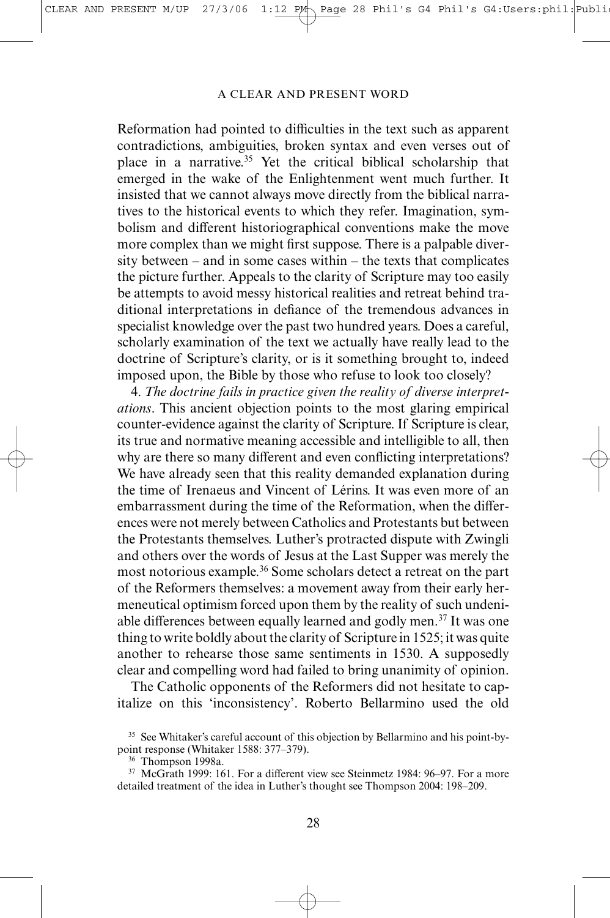Reformation had pointed to difficulties in the text such as apparent contradictions, ambiguities, broken syntax and even verses out of place in a narrative.[35] Yet the critical biblical scholarship that emerged in the wake of the Enlightenment went much further. It insisted that we cannot always move directly from the biblical narratives to the historical events to which they refer. Imagination, symbolism and different historiographical conventions make the move more complex than we might first suppose. There is a palpable diversity between – and in some cases within – the texts that complicates the picture further. Appeals to the clarity of Scripture may too easily be attempts to avoid messy historical realities and retreat behind traditional interpretations in defiance of the tremendous advances in specialist knowledge over the past two hundred years. Does a careful, scholarly examination of the text we actually have really lead to the doctrine of Scripture's clarity, or is it something brought to, indeed imposed upon, the Bible by those who refuse to look too closely?

4. *The doctrine fails in practice given the reality of diverse interpretations*. This ancient objection points to the most glaring empirical counter-evidence against the clarity of Scripture. If Scripture is clear, its true and normative meaning accessible and intelligible to all, then why are there so many different and even conflicting interpretations? We have already seen that this reality demanded explanation during the time of Irenaeus and Vincent of Lérins. It was even more of an embarrassment during the time of the Reformation, when the differences were not merely between Catholics and Protestants but between the Protestants themselves. Luther's protracted dispute with Zwingli and others over the words of Jesus at the Last Supper was merely the most notorious example.[36] Some scholars detect a retreat on the part of the Reformers themselves: a movement away from their early hermeneutical optimism forced upon them by the reality of such undeniable differences between equally learned and godly men.[37] It was one thing to write boldly about the clarity of Scripture in 1525; it was quite another to rehearse those same sentiments in 1530. A supposedly clear and compelling word had failed to bring unanimity of opinion.

The Catholic opponents of the Reformers did not hesitate to capitalize on this 'inconsistency'. Roberto Bellarmino used the old

[35] See Whitaker's careful account of this objection by Bellarmino and his point-by-point response (Whitaker 1588: 377–379).

[36] Thompson 1998a.

[37] McGrath 1999: 161. For a different view see Steinmetz 1984: 96–97. For a more detailed treatment of the idea in Luther's thought see Thompson 2004: 198–209.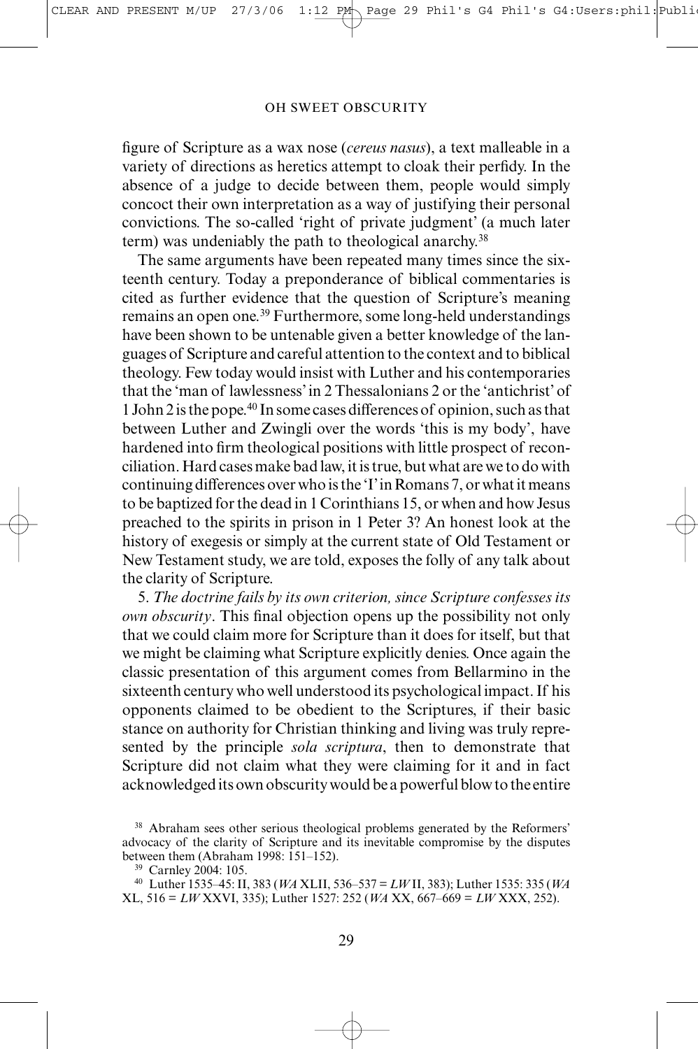figure of Scripture as a wax nose (*cereus nasus*), a text malleable in a variety of directions as heretics attempt to cloak their perfidy. In the absence of a judge to decide between them, people would simply concoct their own interpretation as a way of justifying their personal convictions. The so-called 'right of private judgment' (a much later term) was undeniably the path to theological anarchy.[38]

The same arguments have been repeated many times since the sixteenth century. Today a preponderance of biblical commentaries is cited as further evidence that the question of Scripture's meaning remains an open one.[39] Furthermore, some long-held understandings have been shown to be untenable given a better knowledge of the languages of Scripture and careful attention to the context and to biblical theology. Few today would insist with Luther and his contemporaries that the 'man of lawlessness' in 2 Thessalonians 2 or the 'antichrist' of 1 John 2 is the pope.[40] In some cases differences of opinion, such as that between Luther and Zwingli over the words 'this is my body', have hardened into firm theological positions with little prospect of reconciliation. Hard cases make bad law, it is true, but what are we to do with continuing differences over who is the 'I' in Romans 7, or what it means to be baptized for the dead in 1 Corinthians 15, or when and how Jesus preached to the spirits in prison in 1 Peter 3? An honest look at the history of exegesis or simply at the current state of Old Testament or New Testament study, we are told, exposes the folly of any talk about the clarity of Scripture.

5. *The doctrine fails by its own criterion, since Scripture confesses its own obscurity*. This final objection opens up the possibility not only that we could claim more for Scripture than it does for itself, but that we might be claiming what Scripture explicitly denies. Once again the classic presentation of this argument comes from Bellarmino in the sixteenth century who well understood its psychological impact. If his opponents claimed to be obedient to the Scriptures, if their basic stance on authority for Christian thinking and living was truly represented by the principle *sola scriptura*, then to demonstrate that Scripture did not claim what they were claiming for it and in fact acknowledged its own obscurity would be a powerful blow to the entire

[38] Abraham sees other serious theological problems generated by the Reformers' advocacy of the clarity of Scripture and its inevitable compromise by the disputes between them (Abraham 1998: 151–152).

[39] Carnley 2004: 105.

[40] Luther 1535–45: II, 383 (*WA* XLII, 536–537 = *LW* II, 383); Luther 1535: 335 (*WA* XL, 516 = *LW* XXVI, 335); Luther 1527: 252 (*WA* XX, 667–669 = *LW* XXX, 252).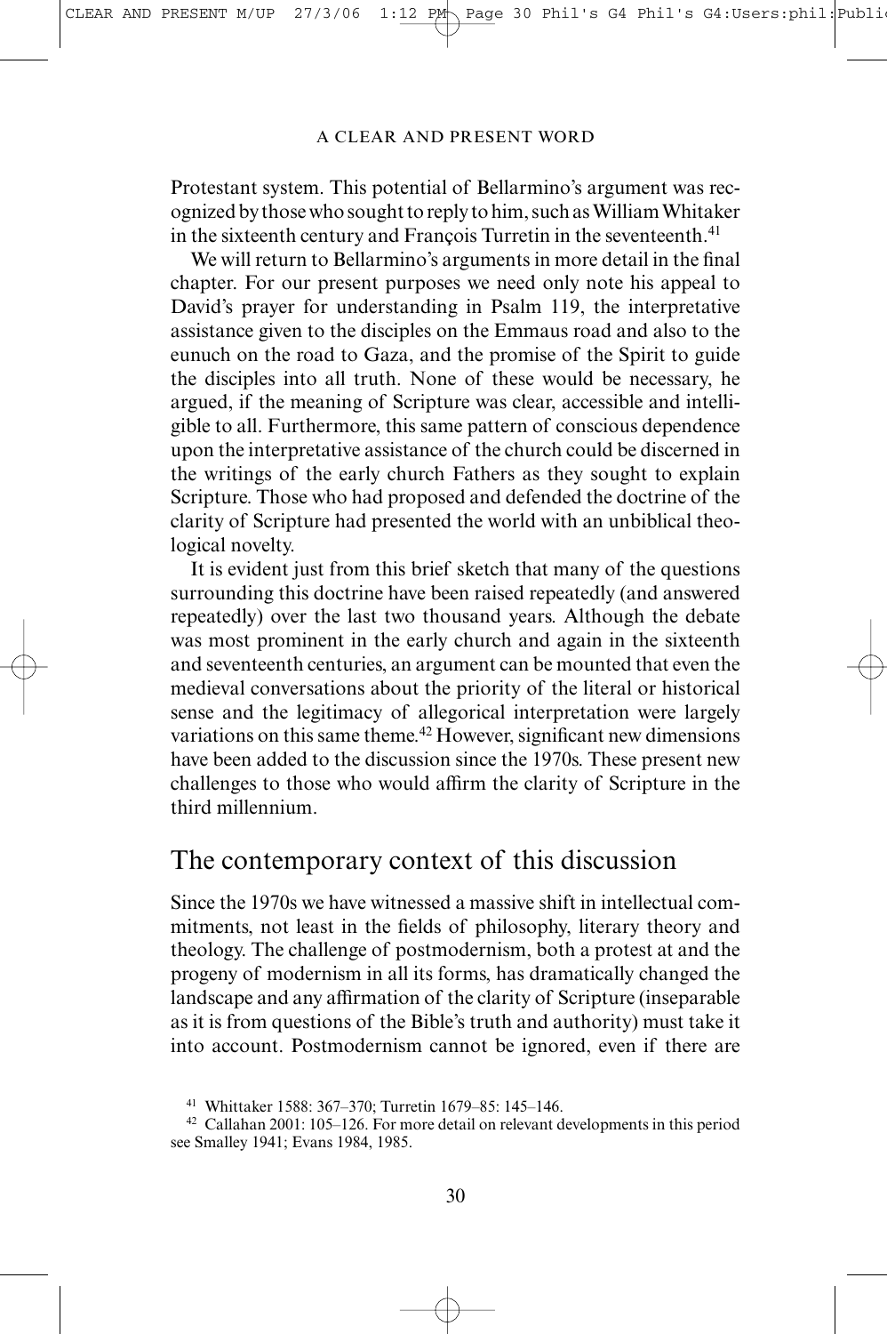Protestant system. This potential of Bellarmino's argument was recognized by those who sought to reply to him, such as William Whitaker in the sixteenth century and François Turretin in the seventeenth.[41]

We will return to Bellarmino's arguments in more detail in the final chapter. For our present purposes we need only note his appeal to David's prayer for understanding in Psalm 119, the interpretative assistance given to the disciples on the Emmaus road and also to the eunuch on the road to Gaza, and the promise of the Spirit to guide the disciples into all truth. None of these would be necessary, he argued, if the meaning of Scripture was clear, accessible and intelligible to all. Furthermore, this same pattern of conscious dependence upon the interpretative assistance of the church could be discerned in the writings of the early church Fathers as they sought to explain Scripture. Those who had proposed and defended the doctrine of the clarity of Scripture had presented the world with an unbiblical theological novelty.

It is evident just from this brief sketch that many of the questions surrounding this doctrine have been raised repeatedly (and answered repeatedly) over the last two thousand years. Although the debate was most prominent in the early church and again in the sixteenth and seventeenth centuries, an argument can be mounted that even the medieval conversations about the priority of the literal or historical sense and the legitimacy of allegorical interpretation were largely variations on this same theme.[42] However, significant new dimensions have been added to the discussion since the 1970s. These present new challenges to those who would affirm the clarity of Scripture in the third millennium.

## The contemporary context of this discussion

Since the 1970s we have witnessed a massive shift in intellectual commitments, not least in the fields of philosophy, literary theory and theology. The challenge of postmodernism, both a protest at and the progeny of modernism in all its forms, has dramatically changed the landscape and any affirmation of the clarity of Scripture (inseparable as it is from questions of the Bible's truth and authority) must take it into account. Postmodernism cannot be ignored, even if there are

---

[41] Whittaker 1588: 367–370; Turretin 1679–85: 145–146.

[42] Callahan 2001: 105–126. For more detail on relevant developments in this period see Smalley 1941; Evans 1984, 1985.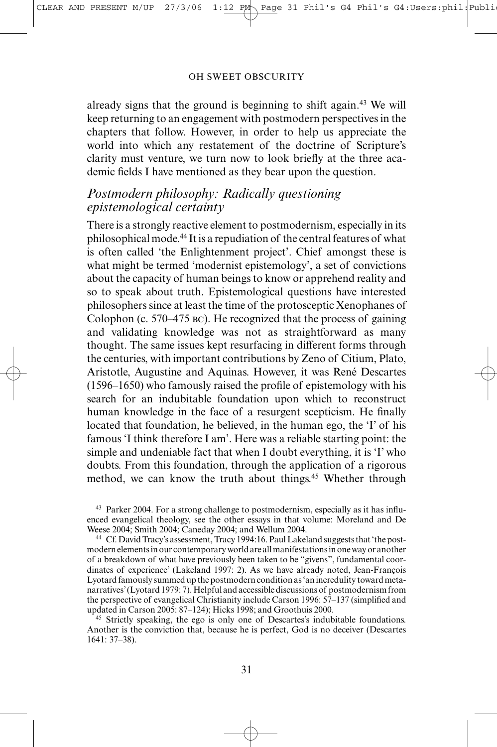already signs that the ground is beginning to shift again.[43] We will keep returning to an engagement with postmodern perspectives in the chapters that follow. However, in order to help us appreciate the world into which any restatement of the doctrine of Scripture's clarity must venture, we turn now to look briefly at the three academic fields I have mentioned as they bear upon the question.

## *Postmodern philosophy: Radically questioning epistemological certainty*

There is a strongly reactive element to postmodernism, especially in its philosophical mode.[44] It is a repudiation of the central features of what is often called 'the Enlightenment project'. Chief amongst these is what might be termed 'modernist epistemology', a set of convictions about the capacity of human beings to know or apprehend reality and so to speak about truth. Epistemological questions have interested philosophers since at least the time of the protosceptic Xenophanes of Colophon (c. 570–475 BC). He recognized that the process of gaining and validating knowledge was not as straightforward as many thought. The same issues kept resurfacing in different forms through the centuries, with important contributions by Zeno of Citium, Plato, Aristotle, Augustine and Aquinas. However, it was René Descartes (1596–1650) who famously raised the profile of epistemology with his search for an indubitable foundation upon which to reconstruct human knowledge in the face of a resurgent scepticism. He finally located that foundation, he believed, in the human ego, the 'I' of his famous 'I think therefore I am'. Here was a reliable starting point: the simple and undeniable fact that when I doubt everything, it is 'I' who doubts. From this foundation, through the application of a rigorous method, we can know the truth about things.[45] Whether through

---

[43] Parker 2004. For a strong challenge to postmodernism, especially as it has influenced evangelical theology, see the other essays in that volume: Moreland and De Weese 2004; Smith 2004; Caneday 2004; and Wellum 2004.

[44] Cf. David Tracy's assessment, Tracy 1994:16. Paul Lakeland suggests that 'the postmodern elements in our contemporary world are all manifestations in one way or another of a breakdown of what have previously been taken to be "givens", fundamental coordinates of experience' (Lakeland 1997: 2). As we have already noted, Jean-François Lyotard famously summed up the postmodern condition as 'an incredulity toward metanarratives' (Lyotard 1979: 7). Helpful and accessible discussions of postmodernism from the perspective of evangelical Christianity include Carson 1996: 57–137 (simplified and updated in Carson 2005: 87–124); Hicks 1998; and Groothuis 2000.

[45] Strictly speaking, the ego is only one of Descartes's indubitable foundations. Another is the conviction that, because he is perfect, God is no deceiver (Descartes 1641: 37–38).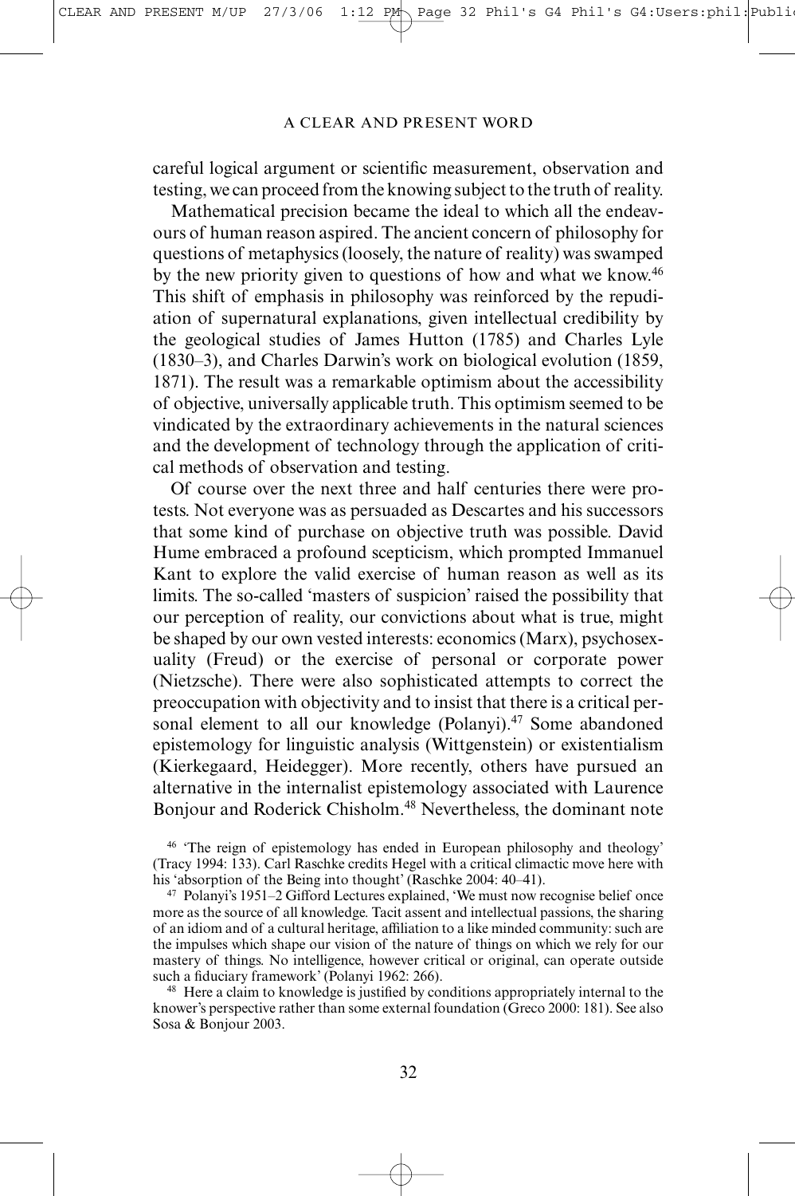careful logical argument or scientific measurement, observation and testing, we can proceed from the knowing subject to the truth of reality.

Mathematical precision became the ideal to which all the endeavours of human reason aspired. The ancient concern of philosophy for questions of metaphysics (loosely, the nature of reality) was swamped by the new priority given to questions of how and what we know.[46] This shift of emphasis in philosophy was reinforced by the repudiation of supernatural explanations, given intellectual credibility by the geological studies of James Hutton (1785) and Charles Lyle (1830–3), and Charles Darwin's work on biological evolution (1859, 1871). The result was a remarkable optimism about the accessibility of objective, universally applicable truth. This optimism seemed to be vindicated by the extraordinary achievements in the natural sciences and the development of technology through the application of critical methods of observation and testing.

Of course over the next three and half centuries there were protests. Not everyone was as persuaded as Descartes and his successors that some kind of purchase on objective truth was possible. David Hume embraced a profound scepticism, which prompted Immanuel Kant to explore the valid exercise of human reason as well as its limits. The so-called 'masters of suspicion' raised the possibility that our perception of reality, our convictions about what is true, might be shaped by our own vested interests: economics (Marx), psychosexuality (Freud) or the exercise of personal or corporate power (Nietzsche). There were also sophisticated attempts to correct the preoccupation with objectivity and to insist that there is a critical personal element to all our knowledge (Polanyi).[47] Some abandoned epistemology for linguistic analysis (Wittgenstein) or existentialism (Kierkegaard, Heidegger). More recently, others have pursued an alternative in the internalist epistemology associated with Laurence Bonjour and Roderick Chisholm.[48] Nevertheless, the dominant note

[46] 'The reign of epistemology has ended in European philosophy and theology' (Tracy 1994: 133). Carl Raschke credits Hegel with a critical climactic move here with his 'absorption of the Being into thought' (Raschke 2004: 40–41).

[47] Polanyi's 1951–2 Gifford Lectures explained, 'We must now recognise belief once more as the source of all knowledge. Tacit assent and intellectual passions, the sharing of an idiom and of a cultural heritage, affiliation to a like minded community: such are the impulses which shape our vision of the nature of things on which we rely for our mastery of things. No intelligence, however critical or original, can operate outside such a fiduciary framework' (Polanyi 1962: 266).

[48] Here a claim to knowledge is justified by conditions appropriately internal to the knower's perspective rather than some external foundation (Greco 2000: 181). See also Sosa & Bonjour 2003.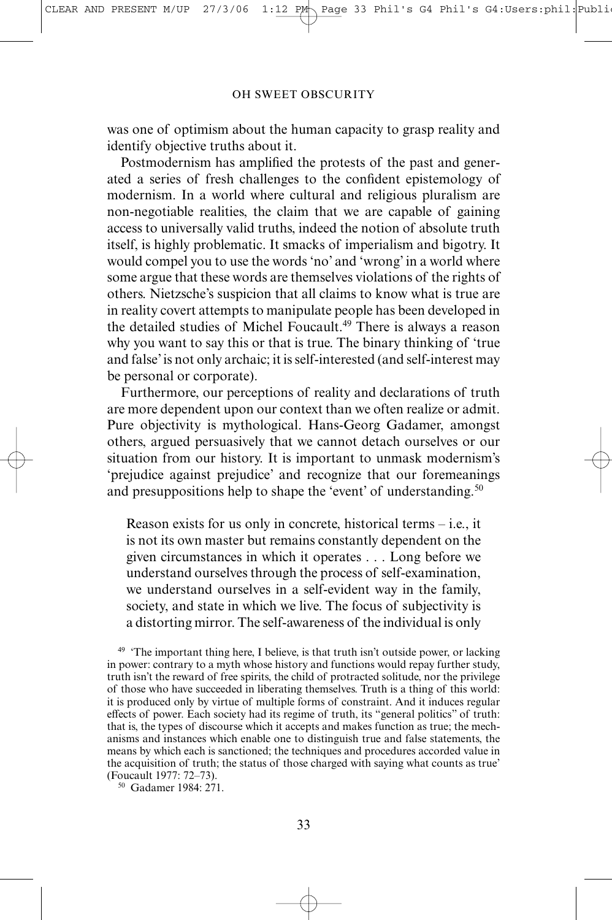was one of optimism about the human capacity to grasp reality and identify objective truths about it.

Postmodernism has amplified the protests of the past and generated a series of fresh challenges to the confident epistemology of modernism. In a world where cultural and religious pluralism are non-negotiable realities, the claim that we are capable of gaining access to universally valid truths, indeed the notion of absolute truth itself, is highly problematic. It smacks of imperialism and bigotry. It would compel you to use the words 'no' and 'wrong' in a world where some argue that these words are themselves violations of the rights of others. Nietzsche's suspicion that all claims to know what is true are in reality covert attempts to manipulate people has been developed in the detailed studies of Michel Foucault.[49] There is always a reason why you want to say this or that is true. The binary thinking of 'true and false' is not only archaic; it is self-interested (and self-interest may be personal or corporate).

Furthermore, our perceptions of reality and declarations of truth are more dependent upon our context than we often realize or admit. Pure objectivity is mythological. Hans-Georg Gadamer, amongst others, argued persuasively that we cannot detach ourselves or our situation from our history. It is important to unmask modernism's 'prejudice against prejudice' and recognize that our foremeanings and presuppositions help to shape the 'event' of understanding.[50]

> Reason exists for us only in concrete, historical terms – i.e., it is not its own master but remains constantly dependent on the given circumstances in which it operates . . . Long before we understand ourselves through the process of self-examination, we understand ourselves in a self-evident way in the family, society, and state in which we live. The focus of subjectivity is a distorting mirror. The self-awareness of the individual is only

---

[49] 'The important thing here, I believe, is that truth isn't outside power, or lacking in power: contrary to a myth whose history and functions would repay further study, truth isn't the reward of free spirits, the child of protracted solitude, nor the privilege of those who have succeeded in liberating themselves. Truth is a thing of this world: it is produced only by virtue of multiple forms of constraint. And it induces regular effects of power. Each society had its regime of truth, its "general politics" of truth: that is, the types of discourse which it accepts and makes function as true; the mechanisms and instances which enable one to distinguish true and false statements, the means by which each is sanctioned; the techniques and procedures accorded value in the acquisition of truth; the status of those charged with saying what counts as true' (Foucault 1977: 72–73).

[50] Gadamer 1984: 271.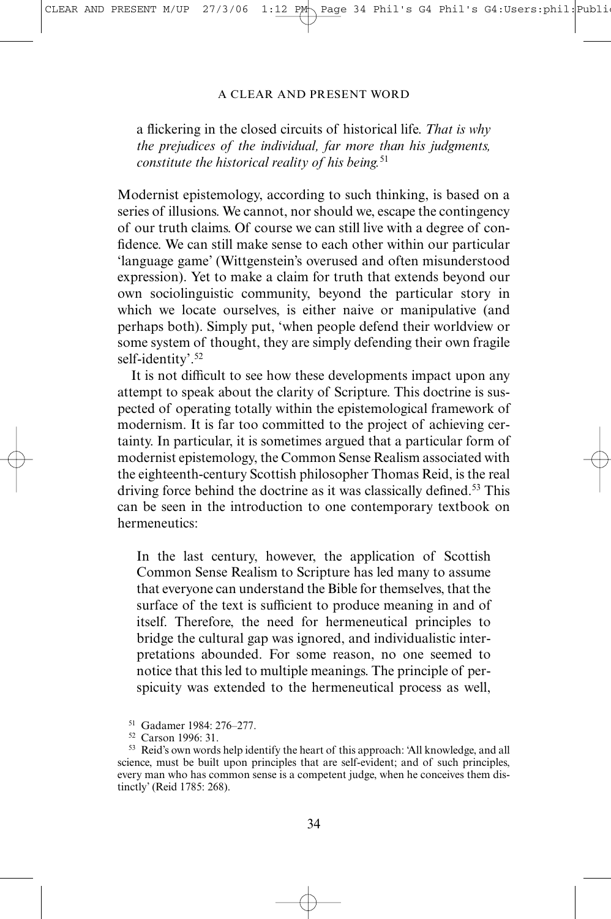a flickering in the closed circuits of historical life. *That is why the prejudices of the individual, far more than his judgments, constitute the historical reality of his being.*[51]

Modernist epistemology, according to such thinking, is based on a series of illusions. We cannot, nor should we, escape the contingency of our truth claims. Of course we can still live with a degree of confidence. We can still make sense to each other within our particular 'language game' (Wittgenstein's overused and often misunderstood expression). Yet to make a claim for truth that extends beyond our own sociolinguistic community, beyond the particular story in which we locate ourselves, is either naive or manipulative (and perhaps both). Simply put, 'when people defend their worldview or some system of thought, they are simply defending their own fragile self-identity'.[52]

It is not difficult to see how these developments impact upon any attempt to speak about the clarity of Scripture. This doctrine is suspected of operating totally within the epistemological framework of modernism. It is far too committed to the project of achieving certainty. In particular, it is sometimes argued that a particular form of modernist epistemology, the Common Sense Realism associated with the eighteenth-century Scottish philosopher Thomas Reid, is the real driving force behind the doctrine as it was classically defined.[53] This can be seen in the introduction to one contemporary textbook on hermeneutics:

In the last century, however, the application of Scottish Common Sense Realism to Scripture has led many to assume that everyone can understand the Bible for themselves, that the surface of the text is sufficient to produce meaning in and of itself. Therefore, the need for hermeneutical principles to bridge the cultural gap was ignored, and individualistic interpretations abounded. For some reason, no one seemed to notice that this led to multiple meanings. The principle of perspicuity was extended to the hermeneutical process as well,

[51] Gadamer 1984: 276–277.

[52] Carson 1996: 31.

[53] Reid's own words help identify the heart of this approach: 'All knowledge, and all science, must be built upon principles that are self-evident; and of such principles, every man who has common sense is a competent judge, when he conceives them distinctly' (Reid 1785: 268).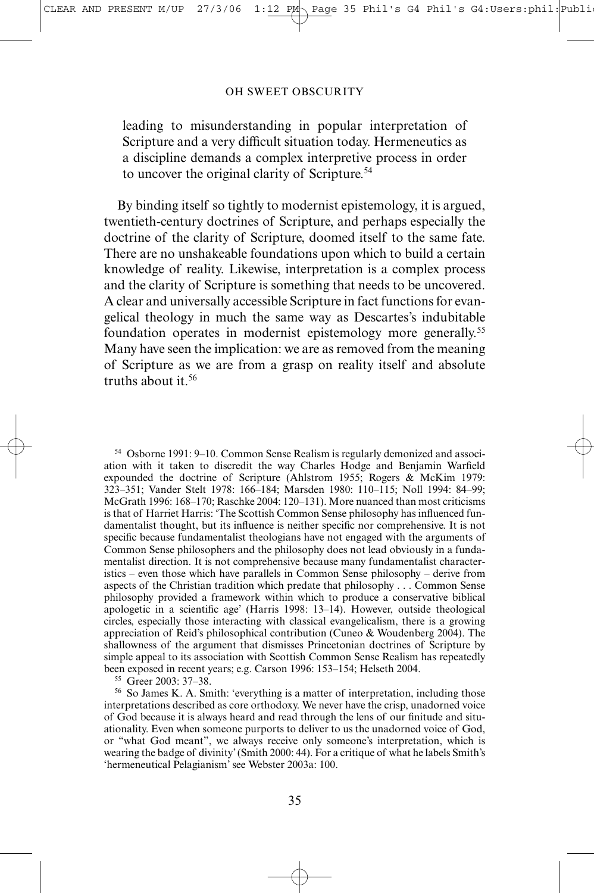leading to misunderstanding in popular interpretation of Scripture and a very difficult situation today. Hermeneutics as a discipline demands a complex interpretive process in order to uncover the original clarity of Scripture.[54]

By binding itself so tightly to modernist epistemology, it is argued, twentieth-century doctrines of Scripture, and perhaps especially the doctrine of the clarity of Scripture, doomed itself to the same fate. There are no unshakeable foundations upon which to build a certain knowledge of reality. Likewise, interpretation is a complex process and the clarity of Scripture is something that needs to be uncovered. A clear and universally accessible Scripture in fact functions for evangelical theology in much the same way as Descartes's indubitable foundation operates in modernist epistemology more generally.[55] Many have seen the implication: we are as removed from the meaning of Scripture as we are from a grasp on reality itself and absolute truths about it.[56]

[54] Osborne 1991: 9–10. Common Sense Realism is regularly demonized and association with it taken to discredit the way Charles Hodge and Benjamin Warfield expounded the doctrine of Scripture (Ahlstrom 1955; Rogers & McKim 1979: 323–351; Vander Stelt 1978: 166–184; Marsden 1980: 110–115; Noll 1994: 84–99; McGrath 1996: 168–170; Raschke 2004: 120–131). More nuanced than most criticisms is that of Harriet Harris: 'The Scottish Common Sense philosophy has influenced fundamentalist thought, but its influence is neither specific nor comprehensive. It is not specific because fundamentalist theologians have not engaged with the arguments of Common Sense philosophers and the philosophy does not lead obviously in a fundamentalist direction. It is not comprehensive because many fundamentalist characteristics – even those which have parallels in Common Sense philosophy – derive from aspects of the Christian tradition which predate that philosophy . . . Common Sense philosophy provided a framework within which to produce a conservative biblical apologetic in a scientific age' (Harris 1998: 13–14). However, outside theological circles, especially those interacting with classical evangelicalism, there is a growing appreciation of Reid's philosophical contribution (Cuneo & Woudenberg 2004). The shallowness of the argument that dismisses Princetonian doctrines of Scripture by simple appeal to its association with Scottish Common Sense Realism has repeatedly been exposed in recent years; e.g. Carson 1996: 153–154; Helseth 2004.

[55] Greer 2003: 37–38.

[56] So James K. A. Smith: 'everything is a matter of interpretation, including those interpretations described as core orthodoxy. We never have the crisp, unadorned voice of God because it is always heard and read through the lens of our finitude and situationality. Even when someone purports to deliver to us the unadorned voice of God, or "what God meant", we always receive only someone's interpretation, which is wearing the badge of divinity' (Smith 2000: 44). For a critique of what he labels Smith's 'hermeneutical Pelagianism' see Webster 2003a: 100.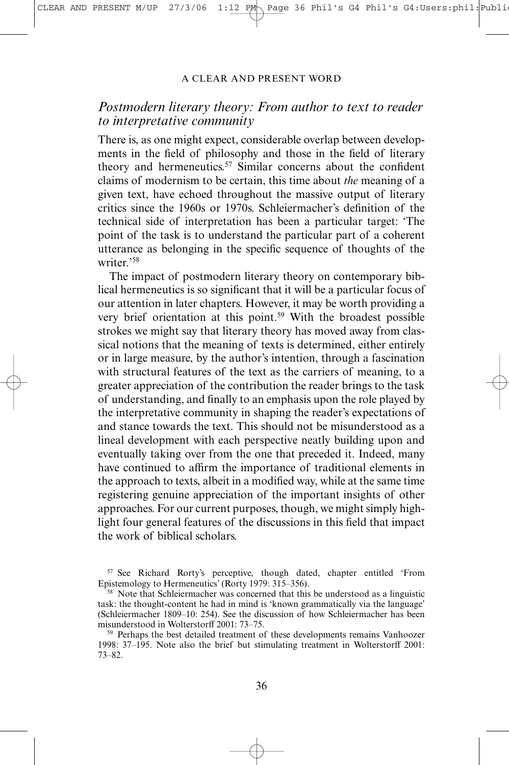## *Postmodern literary theory: From author to text to reader to interpretative community*

There is, as one might expect, considerable overlap between developments in the field of philosophy and those in the field of literary theory and hermeneutics.[57] Similar concerns about the confident claims of modernism to be certain, this time about *the* meaning of a given text, have echoed throughout the massive output of literary critics since the 1960s or 1970s. Schleiermacher's definition of the technical side of interpretation has been a particular target: 'The point of the task is to understand the particular part of a coherent utterance as belonging in the specific sequence of thoughts of the writer.'[58]

The impact of postmodern literary theory on contemporary biblical hermeneutics is so significant that it will be a particular focus of our attention in later chapters. However, it may be worth providing a very brief orientation at this point.[59] With the broadest possible strokes we might say that literary theory has moved away from classical notions that the meaning of texts is determined, either entirely or in large measure, by the author's intention, through a fascination with structural features of the text as the carriers of meaning, to a greater appreciation of the contribution the reader brings to the task of understanding, and finally to an emphasis upon the role played by the interpretative community in shaping the reader's expectations of and stance towards the text. This should not be misunderstood as a lineal development with each perspective neatly building upon and eventually taking over from the one that preceded it. Indeed, many have continued to affirm the importance of traditional elements in the approach to texts, albeit in a modified way, while at the same time registering genuine appreciation of the important insights of other approaches. For our current purposes, though, we might simply highlight four general features of the discussions in this field that impact the work of biblical scholars.

[57] See Richard Rorty's perceptive, though dated, chapter entitled 'From Epistemology to Hermeneutics' (Rorty 1979: 315–356).

[58] Note that Schleiermacher was concerned that this be understood as a linguistic task: the thought-content he had in mind is 'known grammatically via the language' (Schleiermacher 1809–10: 254). See the discussion of how Schleiermacher has been misunderstood in Wolterstorff 2001: 73–75.

[59] Perhaps the best detailed treatment of these developments remains Vanhoozer 1998: 37–195. Note also the brief but stimulating treatment in Wolterstorff 2001: 73–82.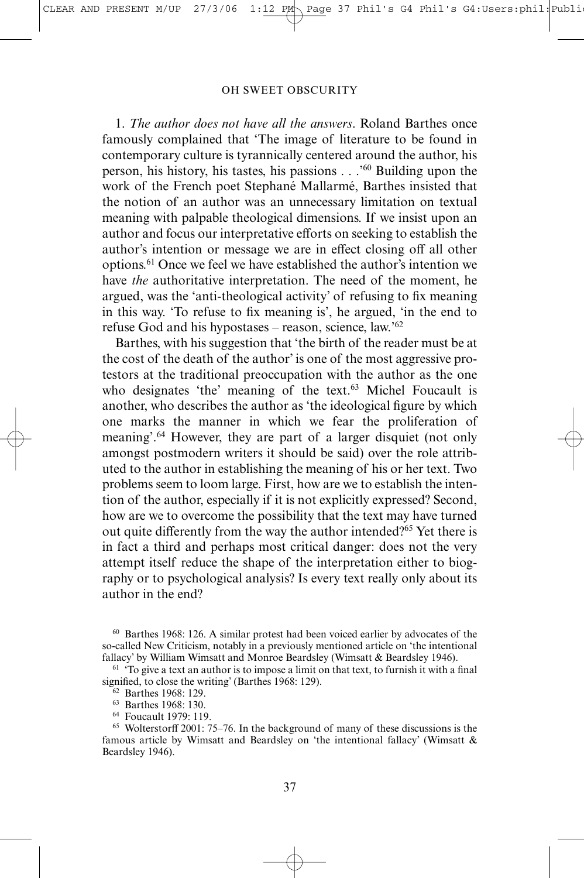1. *The author does not have all the answers*. Roland Barthes once famously complained that 'The image of literature to be found in contemporary culture is tyrannically centered around the author, his person, his history, his tastes, his passions . . .'[60] Building upon the work of the French poet Stephané Mallarmé, Barthes insisted that the notion of an author was an unnecessary limitation on textual meaning with palpable theological dimensions. If we insist upon an author and focus our interpretative efforts on seeking to establish the author's intention or message we are in effect closing off all other options.[61] Once we feel we have established the author's intention we have *the* authoritative interpretation. The need of the moment, he argued, was the 'anti-theological activity' of refusing to fix meaning in this way. 'To refuse to fix meaning is', he argued, 'in the end to refuse God and his hypostases – reason, science, law.'[62]

Barthes, with his suggestion that 'the birth of the reader must be at the cost of the death of the author' is one of the most aggressive protestors at the traditional preoccupation with the author as the one who designates 'the' meaning of the text.[63] Michel Foucault is another, who describes the author as 'the ideological figure by which one marks the manner in which we fear the proliferation of meaning'.[64] However, they are part of a larger disquiet (not only amongst postmodern writers it should be said) over the role attributed to the author in establishing the meaning of his or her text. Two problems seem to loom large. First, how are we to establish the intention of the author, especially if it is not explicitly expressed? Second, how are we to overcome the possibility that the text may have turned out quite differently from the way the author intended?[65] Yet there is in fact a third and perhaps most critical danger: does not the very attempt itself reduce the shape of the interpretation either to biography or to psychological analysis? Is every text really only about its author in the end?

[60] Barthes 1968: 126. A similar protest had been voiced earlier by advocates of the so-called New Criticism, notably in a previously mentioned article on 'the intentional fallacy' by William Wimsatt and Monroe Beardsley (Wimsatt & Beardsley 1946).

[61] 'To give a text an author is to impose a limit on that text, to furnish it with a final signified, to close the writing' (Barthes 1968: 129).

[62] Barthes 1968: 129.

[63] Barthes 1968: 130.

[64] Foucault 1979: 119.

[65] Wolterstorff 2001: 75–76. In the background of many of these discussions is the famous article by Wimsatt and Beardsley on 'the intentional fallacy' (Wimsatt & Beardsley 1946).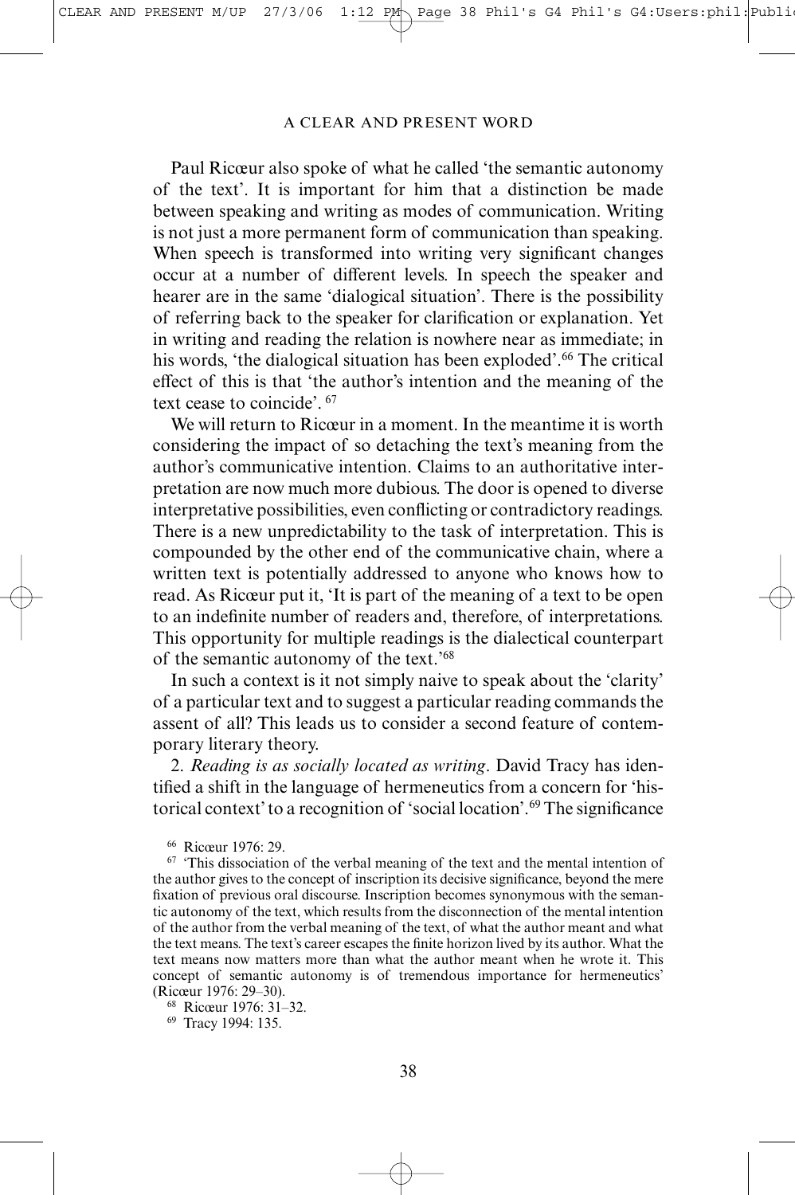Paul Ricœur also spoke of what he called 'the semantic autonomy of the text'. It is important for him that a distinction be made between speaking and writing as modes of communication. Writing is not just a more permanent form of communication than speaking. When speech is transformed into writing very significant changes occur at a number of different levels. In speech the speaker and hearer are in the same 'dialogical situation'. There is the possibility of referring back to the speaker for clarification or explanation. Yet in writing and reading the relation is nowhere near as immediate; in his words, 'the dialogical situation has been exploded'.[66] The critical effect of this is that 'the author's intention and the meaning of the text cease to coincide'.[67]

We will return to Ricœur in a moment. In the meantime it is worth considering the impact of so detaching the text's meaning from the author's communicative intention. Claims to an authoritative interpretation are now much more dubious. The door is opened to diverse interpretative possibilities, even conflicting or contradictory readings. There is a new unpredictability to the task of interpretation. This is compounded by the other end of the communicative chain, where a written text is potentially addressed to anyone who knows how to read. As Ricœur put it, 'It is part of the meaning of a text to be open to an indefinite number of readers and, therefore, of interpretations. This opportunity for multiple readings is the dialectical counterpart of the semantic autonomy of the text.'[68]

In such a context is it not simply naive to speak about the 'clarity' of a particular text and to suggest a particular reading commands the assent of all? This leads us to consider a second feature of contemporary literary theory.

2. *Reading is as socially located as writing*. David Tracy has identified a shift in the language of hermeneutics from a concern for 'historical context' to a recognition of 'social location'.[69] The significance

---

[66] Ricœur 1976: 29.

[67] 'This dissociation of the verbal meaning of the text and the mental intention of the author gives to the concept of inscription its decisive significance, beyond the mere fixation of previous oral discourse. Inscription becomes synonymous with the semantic autonomy of the text, which results from the disconnection of the mental intention of the author from the verbal meaning of the text, of what the author meant and what the text means. The text's career escapes the finite horizon lived by its author. What the text means now matters more than what the author meant when he wrote it. This concept of semantic autonomy is of tremendous importance for hermeneutics' (Ricœur 1976: 29–30).

[68] Ricœur 1976: 31–32.

[69] Tracy 1994: 135.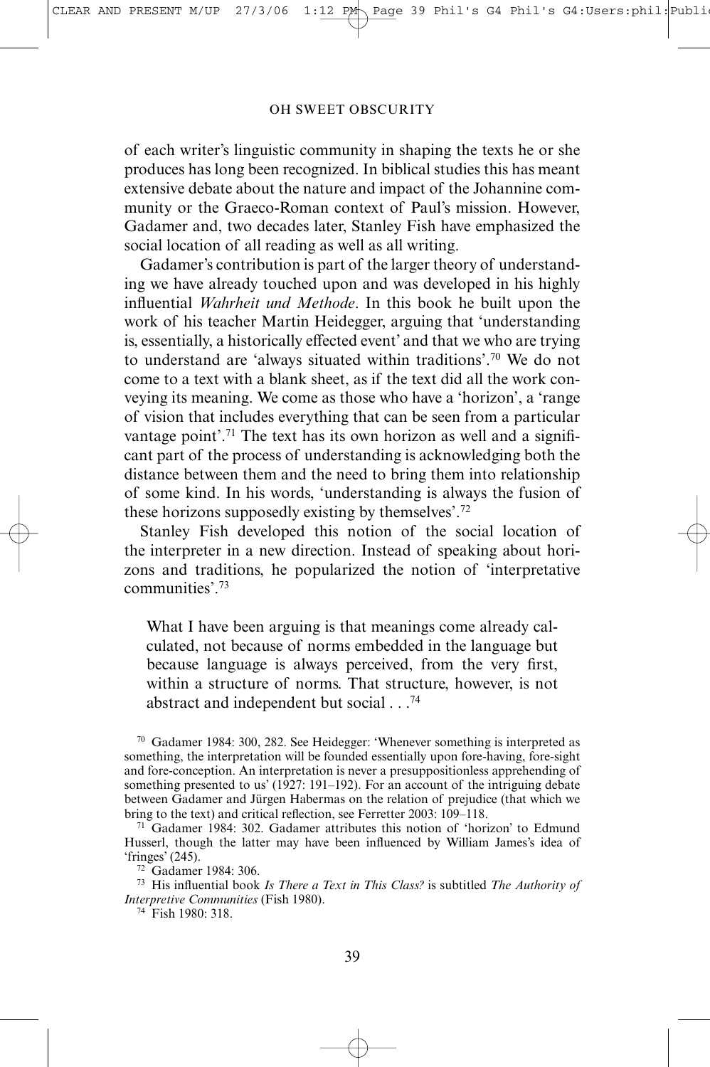of each writer's linguistic community in shaping the texts he or she produces has long been recognized. In biblical studies this has meant extensive debate about the nature and impact of the Johannine community or the Graeco-Roman context of Paul's mission. However, Gadamer and, two decades later, Stanley Fish have emphasized the social location of all reading as well as all writing.

Gadamer's contribution is part of the larger theory of understanding we have already touched upon and was developed in his highly influential *Wahrheit und Methode*. In this book he built upon the work of his teacher Martin Heidegger, arguing that 'understanding is, essentially, a historically effected event' and that we who are trying to understand are 'always situated within traditions'.[70] We do not come to a text with a blank sheet, as if the text did all the work conveying its meaning. We come as those who have a 'horizon', a 'range of vision that includes everything that can be seen from a particular vantage point'.[71] The text has its own horizon as well and a significant part of the process of understanding is acknowledging both the distance between them and the need to bring them into relationship of some kind. In his words, 'understanding is always the fusion of these horizons supposedly existing by themselves'.[72]

Stanley Fish developed this notion of the social location of the interpreter in a new direction. Instead of speaking about horizons and traditions, he popularized the notion of 'interpretative communities'.[73]

> What I have been arguing is that meanings come already calculated, not because of norms embedded in the language but because language is always perceived, from the very first, within a structure of norms. That structure, however, is not abstract and independent but social . . .[74]

[70] Gadamer 1984: 300, 282. See Heidegger: 'Whenever something is interpreted as something, the interpretation will be founded essentially upon fore-having, fore-sight and fore-conception. An interpretation is never a presuppositionless apprehending of something presented to us' (1927: 191–192). For an account of the intriguing debate between Gadamer and Jürgen Habermas on the relation of prejudice (that which we bring to the text) and critical reflection, see Ferretter 2003: 109–118.

[71] Gadamer 1984: 302. Gadamer attributes this notion of 'horizon' to Edmund Husserl, though the latter may have been influenced by William James's idea of 'fringes' (245).

[72] Gadamer 1984: 306.

[73] His influential book *Is There a Text in This Class?* is subtitled *The Authority of Interpretive Communities* (Fish 1980).

[74] Fish 1980: 318.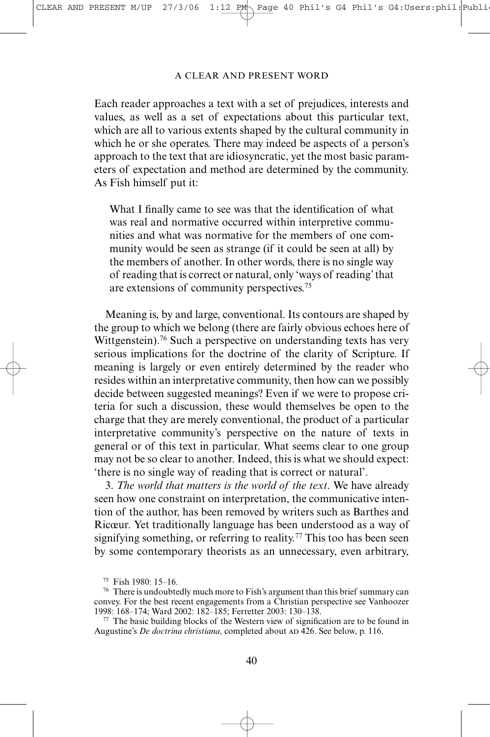Each reader approaches a text with a set of prejudices, interests and values, as well as a set of expectations about this particular text, which are all to various extents shaped by the cultural community in which he or she operates. There may indeed be aspects of a person's approach to the text that are idiosyncratic, yet the most basic parameters of expectation and method are determined by the community. As Fish himself put it:

> What I finally came to see was that the identification of what was real and normative occurred within interpretive communities and what was normative for the members of one community would be seen as strange (if it could be seen at all) by the members of another. In other words, there is no single way of reading that is correct or natural, only 'ways of reading' that are extensions of community perspectives.[75]

Meaning is, by and large, conventional. Its contours are shaped by the group to which we belong (there are fairly obvious echoes here of Wittgenstein).[76] Such a perspective on understanding texts has very serious implications for the doctrine of the clarity of Scripture. If meaning is largely or even entirely determined by the reader who resides within an interpretative community, then how can we possibly decide between suggested meanings? Even if we were to propose criteria for such a discussion, these would themselves be open to the charge that they are merely conventional, the product of a particular interpretative community's perspective on the nature of texts in general or of this text in particular. What seems clear to one group may not be so clear to another. Indeed, this is what we should expect: 'there is no single way of reading that is correct or natural'.

3. *The world that matters is the world of the text*. We have already seen how one constraint on interpretation, the communicative intention of the author, has been removed by writers such as Barthes and Ricœur. Yet traditionally language has been understood as a way of signifying something, or referring to reality.[77] This too has been seen by some contemporary theorists as an unnecessary, even arbitrary,

---

[75] Fish 1980: 15–16.

[76] There is undoubtedly much more to Fish's argument than this brief summary can convey. For the best recent engagements from a Christian perspective see Vanhoozer 1998: 168–174; Ward 2002: 182–185; Ferretter 2003: 130–138.

[77] The basic building blocks of the Western view of signification are to be found in Augustine's *De doctrina christiana*, completed about AD 426. See below, p. 116.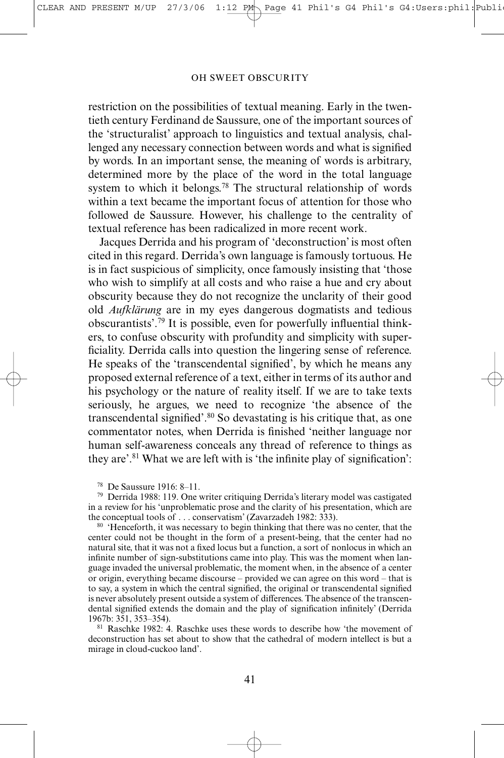restriction on the possibilities of textual meaning. Early in the twentieth century Ferdinand de Saussure, one of the important sources of the 'structuralist' approach to linguistics and textual analysis, challenged any necessary connection between words and what is signified by words. In an important sense, the meaning of words is arbitrary, determined more by the place of the word in the total language system to which it belongs.[78] The structural relationship of words within a text became the important focus of attention for those who followed de Saussure. However, his challenge to the centrality of textual reference has been radicalized in more recent work.

Jacques Derrida and his program of 'deconstruction' is most often cited in this regard. Derrida's own language is famously tortuous. He is in fact suspicious of simplicity, once famously insisting that 'those who wish to simplify at all costs and who raise a hue and cry about obscurity because they do not recognize the unclarity of their good old *Aufklärung* are in my eyes dangerous dogmatists and tedious obscurantists'.[79] It is possible, even for powerfully influential thinkers, to confuse obscurity with profundity and simplicity with superficiality. Derrida calls into question the lingering sense of reference. He speaks of the 'transcendental signified', by which he means any proposed external reference of a text, either in terms of its author and his psychology or the nature of reality itself. If we are to take texts seriously, he argues, we need to recognize 'the absence of the transcendental signified'.[80] So devastating is his critique that, as one commentator notes, when Derrida is finished 'neither language nor human self-awareness conceals any thread of reference to things as they are'.[81] What we are left with is 'the infinite play of signification':

[78] De Saussure 1916: 8–11.

[79] Derrida 1988: 119. One writer critiquing Derrida's literary model was castigated in a review for his 'unproblematic prose and the clarity of his presentation, which are the conceptual tools of . . . conservatism' (Zavarzadeh 1982: 333).

[80] 'Henceforth, it was necessary to begin thinking that there was no center, that the center could not be thought in the form of a present-being, that the center had no natural site, that it was not a fixed locus but a function, a sort of nonlocus in which an infinite number of sign-substitutions came into play. This was the moment when language invaded the universal problematic, the moment when, in the absence of a center or origin, everything became discourse – provided we can agree on this word – that is to say, a system in which the central signified, the original or transcendental signified is never absolutely present outside a system of differences. The absence of the transcendental signified extends the domain and the play of signification infinitely' (Derrida 1967b: 351, 353–354).

[81] Raschke 1982: 4. Raschke uses these words to describe how 'the movement of deconstruction has set about to show that the cathedral of modern intellect is but a mirage in cloud-cuckoo land'.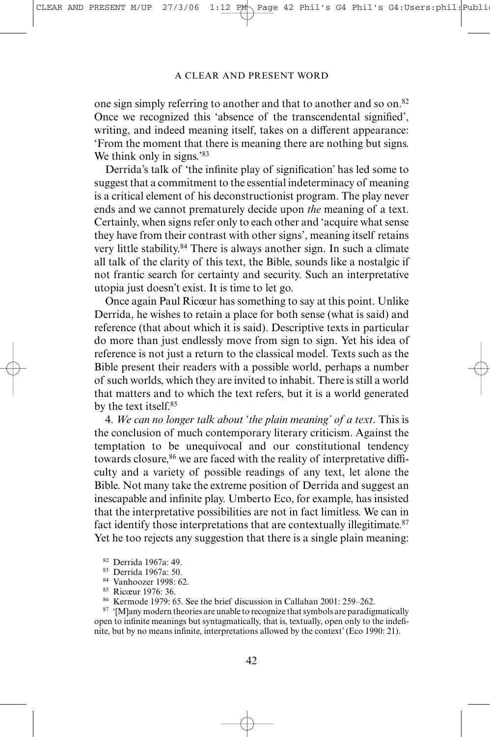one sign simply referring to another and that to another and so on.[82] Once we recognized this 'absence of the transcendental signified', writing, and indeed meaning itself, takes on a different appearance: 'From the moment that there is meaning there are nothing but signs. We think only in signs.'[83]

Derrida's talk of 'the infinite play of signification' has led some to suggest that a commitment to the essential indeterminacy of meaning is a critical element of his deconstructionist program. The play never ends and we cannot prematurely decide upon *the* meaning of a text. Certainly, when signs refer only to each other and 'acquire what sense they have from their contrast with other signs', meaning itself retains very little stability.[84] There is always another sign. In such a climate all talk of the clarity of this text, the Bible, sounds like a nostalgic if not frantic search for certainty and security. Such an interpretative utopia just doesn't exist. It is time to let go.

Once again Paul Ricœur has something to say at this point. Unlike Derrida, he wishes to retain a place for both sense (what is said) and reference (that about which it is said). Descriptive texts in particular do more than just endlessly move from sign to sign. Yet his idea of reference is not just a return to the classical model. Texts such as the Bible present their readers with a possible world, perhaps a number of such worlds, which they are invited to inhabit. There is still a world that matters and to which the text refers, but it is a world generated by the text itself.[85]

4. *We can no longer talk about 'the plain meaning' of a text*. This is the conclusion of much contemporary literary criticism. Against the temptation to be unequivocal and our constitutional tendency towards closure,[86] we are faced with the reality of interpretative difficulty and a variety of possible readings of any text, let alone the Bible. Not many take the extreme position of Derrida and suggest an inescapable and infinite play. Umberto Eco, for example, has insisted that the interpretative possibilities are not in fact limitless. We can in fact identify those interpretations that are contextually illegitimate.[87] Yet he too rejects any suggestion that there is a single plain meaning:

[82] Derrida 1967a: 49.

[83] Derrida 1967a: 50.

[84] Vanhoozer 1998: 62.

[85] Ricœur 1976: 36.

[86] Kermode 1979: 65. See the brief discussion in Callahan 2001: 259–262.

[87] '[M]any modern theories are unable to recognize that symbols are paradigmatically open to infinite meanings but syntagmatically, that is, textually, open only to the indefinite, but by no means infinite, interpretations allowed by the context' (Eco 1990: 21).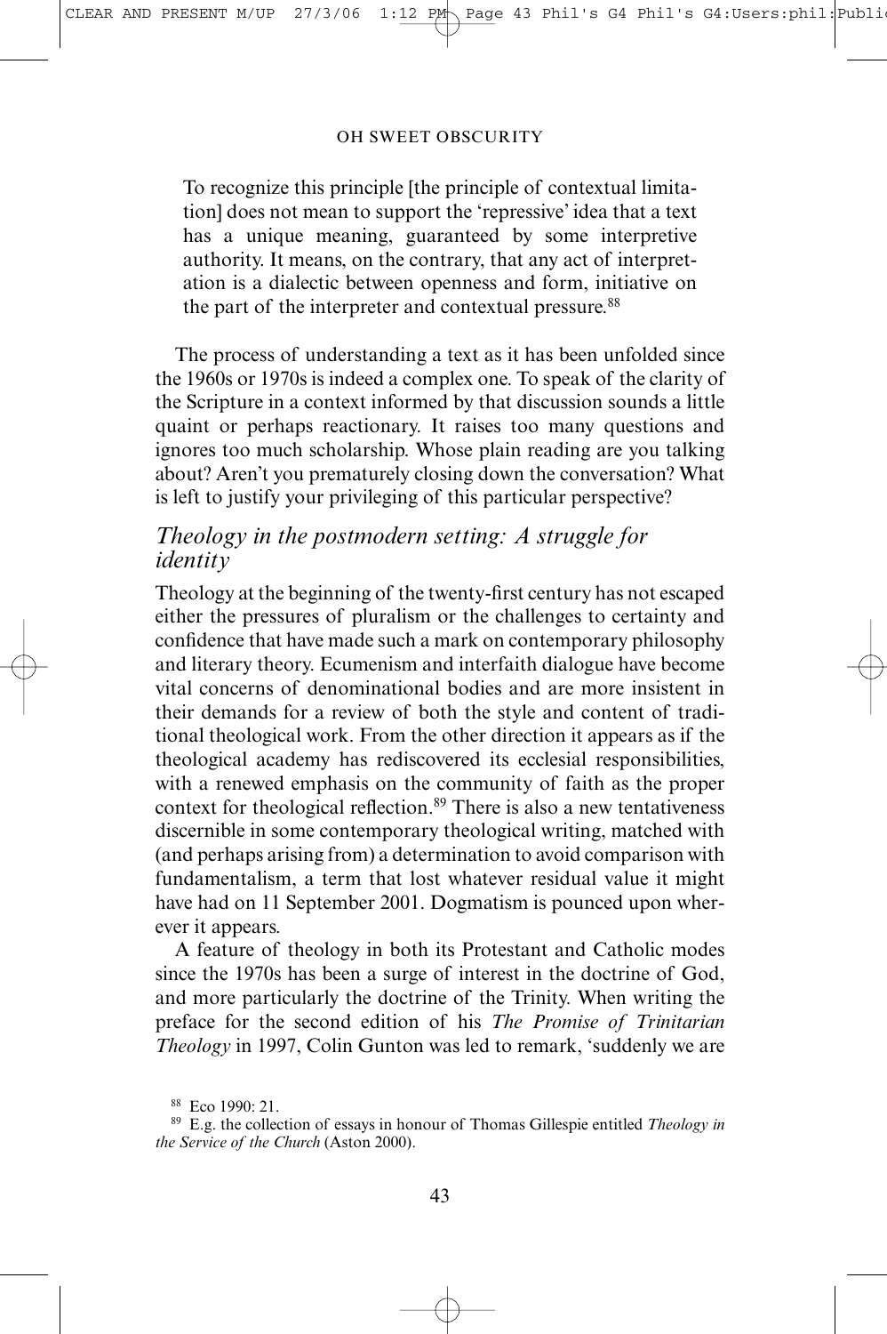> To recognize this principle [the principle of contextual limitation] does not mean to support the 'repressive' idea that a text has a unique meaning, guaranteed by some interpretive authority. It means, on the contrary, that any act of interpretation is a dialectic between openness and form, initiative on the part of the interpreter and contextual pressure.[88]

The process of understanding a text as it has been unfolded since the 1960s or 1970s is indeed a complex one. To speak of the clarity of the Scripture in a context informed by that discussion sounds a little quaint or perhaps reactionary. It raises too many questions and ignores too much scholarship. Whose plain reading are you talking about? Aren't you prematurely closing down the conversation? What is left to justify your privileging of this particular perspective?

## *Theology in the postmodern setting: A struggle for identity*

Theology at the beginning of the twenty-first century has not escaped either the pressures of pluralism or the challenges to certainty and confidence that have made such a mark on contemporary philosophy and literary theory. Ecumenism and interfaith dialogue have become vital concerns of denominational bodies and are more insistent in their demands for a review of both the style and content of traditional theological work. From the other direction it appears as if the theological academy has rediscovered its ecclesial responsibilities, with a renewed emphasis on the community of faith as the proper context for theological reflection.[89] There is also a new tentativeness discernible in some contemporary theological writing, matched with (and perhaps arising from) a determination to avoid comparison with fundamentalism, a term that lost whatever residual value it might have had on 11 September 2001. Dogmatism is pounced upon wherever it appears.

A feature of theology in both its Protestant and Catholic modes since the 1970s has been a surge of interest in the doctrine of God, and more particularly the doctrine of the Trinity. When writing the preface for the second edition of his *The Promise of Trinitarian Theology* in 1997, Colin Gunton was led to remark, 'suddenly we are

---

[88] Eco 1990: 21.

[89] E.g. the collection of essays in honour of Thomas Gillespie entitled *Theology in the Service of the Church* (Aston 2000).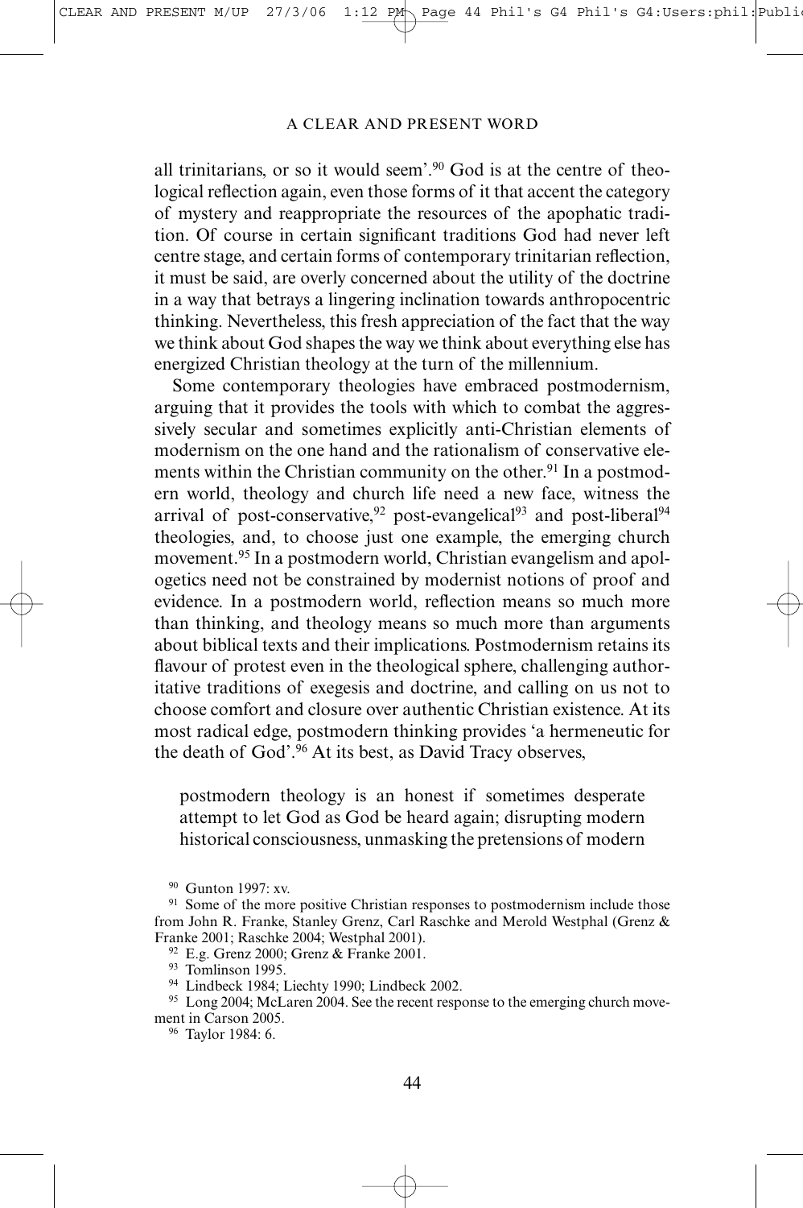all trinitarians, or so it would seem'.[90] God is at the centre of theological reflection again, even those forms of it that accent the category of mystery and reappropriate the resources of the apophatic tradition. Of course in certain significant traditions God had never left centre stage, and certain forms of contemporary trinitarian reflection, it must be said, are overly concerned about the utility of the doctrine in a way that betrays a lingering inclination towards anthropocentric thinking. Nevertheless, this fresh appreciation of the fact that the way we think about God shapes the way we think about everything else has energized Christian theology at the turn of the millennium.

Some contemporary theologies have embraced postmodernism, arguing that it provides the tools with which to combat the aggressively secular and sometimes explicitly anti-Christian elements of modernism on the one hand and the rationalism of conservative elements within the Christian community on the other.[91] In a postmodern world, theology and church life need a new face, witness the arrival of post-conservative,[92] post-evangelical[93] and post-liberal[94] theologies, and, to choose just one example, the emerging church movement.[95] In a postmodern world, Christian evangelism and apologetics need not be constrained by modernist notions of proof and evidence. In a postmodern world, reflection means so much more than thinking, and theology means so much more than arguments about biblical texts and their implications. Postmodernism retains its flavour of protest even in the theological sphere, challenging authoritative traditions of exegesis and doctrine, and calling on us not to choose comfort and closure over authentic Christian existence. At its most radical edge, postmodern thinking provides 'a hermeneutic for the death of God'.[96] At its best, as David Tracy observes,

> postmodern theology is an honest if sometimes desperate attempt to let God as God be heard again; disrupting modern historical consciousness, unmasking the pretensions of modern

---

[90] Gunton 1997: xv.

[91] Some of the more positive Christian responses to postmodernism include those from John R. Franke, Stanley Grenz, Carl Raschke and Merold Westphal (Grenz & Franke 2001; Raschke 2004; Westphal 2001).

[92] E.g. Grenz 2000; Grenz & Franke 2001.

[93] Tomlinson 1995.

[94] Lindbeck 1984; Liechty 1990; Lindbeck 2002.

[95] Long 2004; McLaren 2004. See the recent response to the emerging church movement in Carson 2005.

[96] Taylor 1984: 6.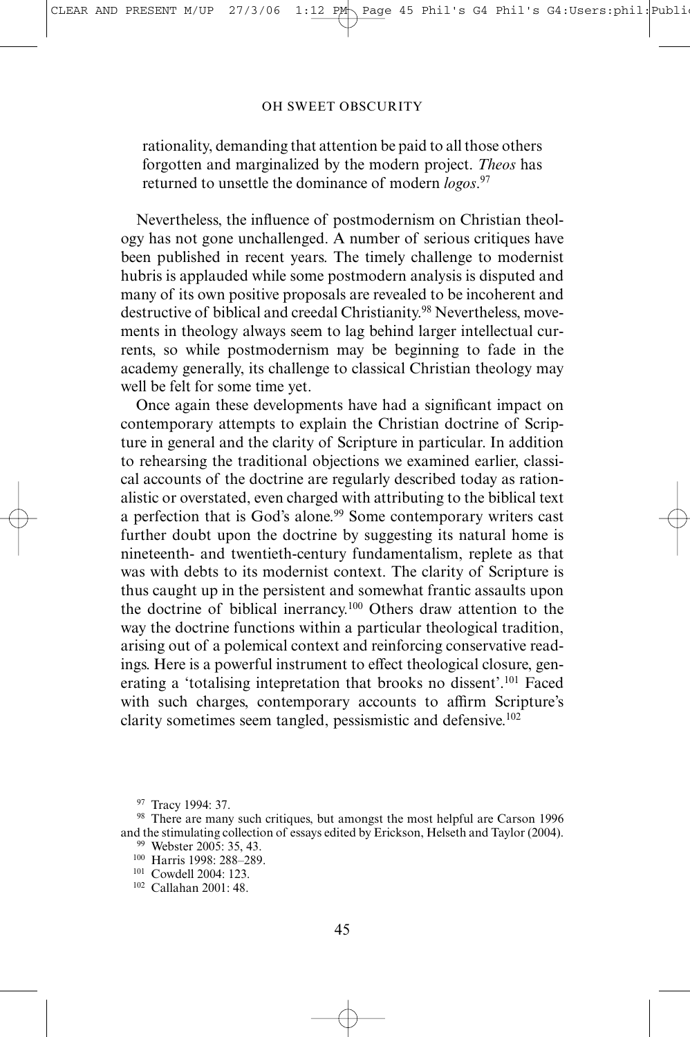rationality, demanding that attention be paid to all those others forgotten and marginalized by the modern project. *Theos* has returned to unsettle the dominance of modern *logos*.[97]

Nevertheless, the influence of postmodernism on Christian theology has not gone unchallenged. A number of serious critiques have been published in recent years. The timely challenge to modernist hubris is applauded while some postmodern analysis is disputed and many of its own positive proposals are revealed to be incoherent and destructive of biblical and creedal Christianity.[98] Nevertheless, movements in theology always seem to lag behind larger intellectual currents, so while postmodernism may be beginning to fade in the academy generally, its challenge to classical Christian theology may well be felt for some time yet.

Once again these developments have had a significant impact on contemporary attempts to explain the Christian doctrine of Scripture in general and the clarity of Scripture in particular. In addition to rehearsing the traditional objections we examined earlier, classical accounts of the doctrine are regularly described today as rationalistic or overstated, even charged with attributing to the biblical text a perfection that is God's alone.[99] Some contemporary writers cast further doubt upon the doctrine by suggesting its natural home is nineteenth- and twentieth-century fundamentalism, replete as that was with debts to its modernist context. The clarity of Scripture is thus caught up in the persistent and somewhat frantic assaults upon the doctrine of biblical inerrancy.[100] Others draw attention to the way the doctrine functions within a particular theological tradition, arising out of a polemical context and reinforcing conservative readings. Here is a powerful instrument to effect theological closure, generating a 'totalising intepretation that brooks no dissent'.[101] Faced with such charges, contemporary accounts to affirm Scripture's clarity sometimes seem tangled, pessismistic and defensive.[102]

---

[97] Tracy 1994: 37.

[98] There are many such critiques, but amongst the most helpful are Carson 1996 and the stimulating collection of essays edited by Erickson, Helseth and Taylor (2004).

[99] Webster 2005: 35, 43.

[100] Harris 1998: 288–289.

[101] Cowdell 2004: 123.

[102] Callahan 2001: 48.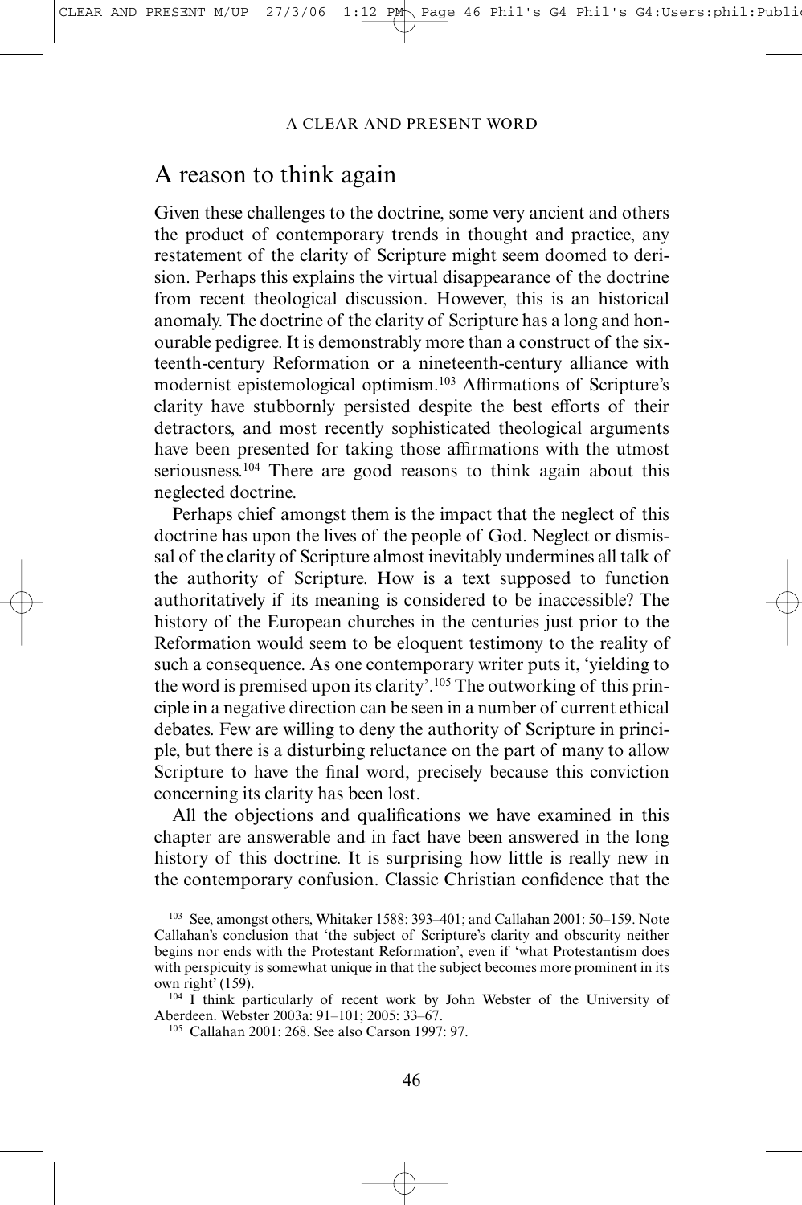## A reason to think again

Given these challenges to the doctrine, some very ancient and others the product of contemporary trends in thought and practice, any restatement of the clarity of Scripture might seem doomed to derision. Perhaps this explains the virtual disappearance of the doctrine from recent theological discussion. However, this is an historical anomaly. The doctrine of the clarity of Scripture has a long and honourable pedigree. It is demonstrably more than a construct of the sixteenth-century Reformation or a nineteenth-century alliance with modernist epistemological optimism.[103] Affirmations of Scripture's clarity have stubbornly persisted despite the best efforts of their detractors, and most recently sophisticated theological arguments have been presented for taking those affirmations with the utmost seriousness.[104] There are good reasons to think again about this neglected doctrine.

Perhaps chief amongst them is the impact that the neglect of this doctrine has upon the lives of the people of God. Neglect or dismissal of the clarity of Scripture almost inevitably undermines all talk of the authority of Scripture. How is a text supposed to function authoritatively if its meaning is considered to be inaccessible? The history of the European churches in the centuries just prior to the Reformation would seem to be eloquent testimony to the reality of such a consequence. As one contemporary writer puts it, 'yielding to the word is premised upon its clarity'.[105] The outworking of this principle in a negative direction can be seen in a number of current ethical debates. Few are willing to deny the authority of Scripture in principle, but there is a disturbing reluctance on the part of many to allow Scripture to have the final word, precisely because this conviction concerning its clarity has been lost.

All the objections and qualifications we have examined in this chapter are answerable and in fact have been answered in the long history of this doctrine. It is surprising how little is really new in the contemporary confusion. Classic Christian confidence that the

---

[103] See, amongst others, Whitaker 1588: 393–401; and Callahan 2001: 50–159. Note Callahan's conclusion that 'the subject of Scripture's clarity and obscurity neither begins nor ends with the Protestant Reformation', even if 'what Protestantism does with perspicuity is somewhat unique in that the subject becomes more prominent in its own right' (159).

[104] I think particularly of recent work by John Webster of the University of Aberdeen. Webster 2003a: 91–101; 2005: 33–67.

[105] Callahan 2001: 268. See also Carson 1997: 97.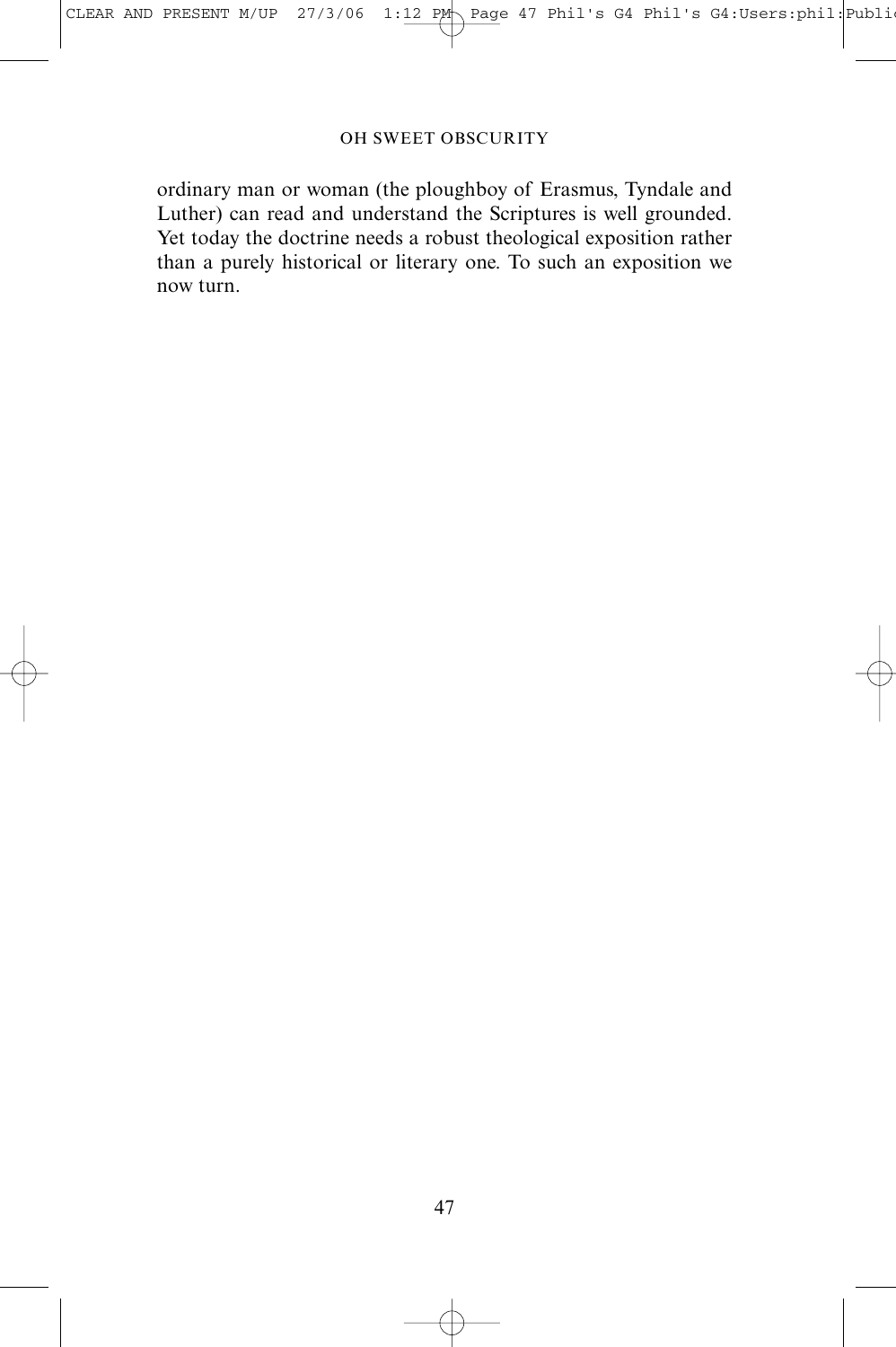ordinary man or woman (the ploughboy of Erasmus, Tyndale and Luther) can read and understand the Scriptures is well grounded. Yet today the doctrine needs a robust theological exposition rather than a purely historical or literary one. To such an exposition we now turn.